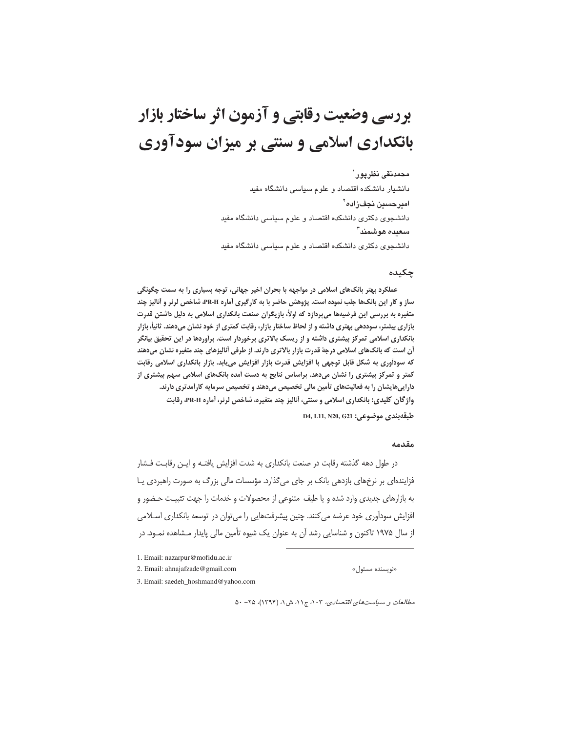# بررسی وضعیت رقابتی و آزمون اثر ساختار بازار بانکداری اسلامی و سنتی بر میزان سودآوری

**محمدنقی نظرپور**[1]

دانشیار دانشکده اقتصاد و علوم سیاسی دانشگاه مفید

**امیرحسین نجف‌زاده**[2]

دانشجوی دکتری دانشکده اقتصاد و علوم سیاسی دانشگاه مفید

**سعیده هوشمند**[3]

دانشجوی دکتری دانشکده اقتصاد و علوم سیاسی دانشگاه مفید

## چکیده

**عملکرد بهتر بانک‌های اسلامی در مواجهه با بحران اخیر جهانی، توجه بسیاری را به سمت چگونگی ساز و کار این بانک‌ها جلب نموده است. پژوهش حاضر با به کارگیری آماره PR-H، شاخص لرنر و آنالیز چند متغیره به بررسی این فرضیه‌ها می‌پردازد که اولاً، بازیگران صنعت بانکداری اسلامی به دلیل داشتن قدرت بازاری بیشتر، سوددهی بهتری داشته و از لحاظ ساختار بازار، رقابت کمتری از خود نشان می‌دهند. ثانیاً، بازار بانکداری اسلامی تمرکز بیشتری داشته و از ریسک بالاتری برخوردار است. برآوردها در این تحقیق بیانگر آن است که بانک‌های اسلامی درجهٔ قدرت بازار بالاتری دارند. از طرفی آنالیزهای چند متغیره نشان می‌دهند که سودآوری به شکل قابل توجهی با افزایش قدرت بازار افزایش می‌یابد. بازار بانکداری اسلامی رقابت کمتر و تمرکز بیشتری را نشان می‌دهد. براساس نتایج به دست آمده بانک‌های اسلامی سهم بیشتری از دارایی‌هایشان را به فعالیت‌های تأمین مالی تخصیص می‌دهند و تخصیص سرمایه کارآمدتری دارند.**

**واژگان کلیدی:** بانکداری اسلامی و سنتی، آنالیز چند متغیره، شاخص لرنر، آماره PR-H، رقابت

**طبقه‌بندی موضوعی:** D4, L11, N20, G21

## مقدمه

در طول دهه گذشته رقابت در صنعت بانکداری به شدت افزایش یافتـه و ایـن رقابـت فـشار فزاینده‌ای بر نرخ‌های بازدهی بانک بر جای می‌گذارد. مؤسسات مالی بزرگ به صورت راهبردی یـا به بازارهای جدیدی وارد شده و یا طیف متنوعی از محصولات و خدمات را جهت تثبیـت حـضور و افزایش سودآوری خود عرضه می‌کنند. چنین پیشرفت‌هایی را می‌توان در توسعه بانکداری اسـلامی از سال ۱۹۷۵ تاکنون و شناسایی رشد آن به عنوان یک شیوه تأمین مالی پایدار مـشاهده نمـود. در

---

1. Email: nazarpur@mofidu.ac.ir
2. Email: ahnajafzade@gmail.com «نویسنده مسئول»
3. Email: saedeh_hoshmand@yahoo.com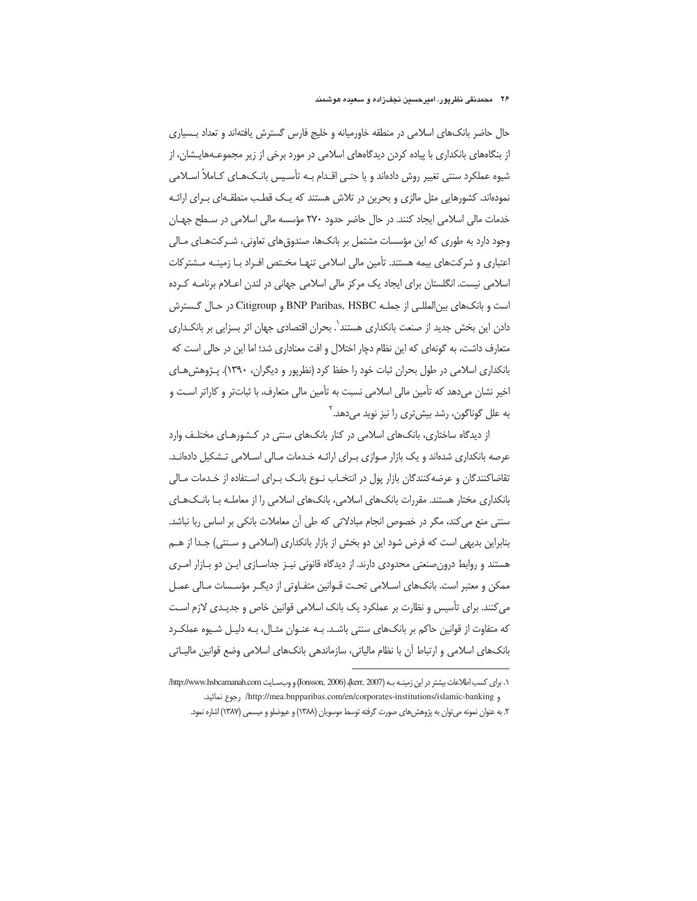حال حاضر بانک‌های اسلامی در منطقه خاورمیانه و خلیج فارس گسترش یافته‌اند و تعداد بسیاری از بنگاه‌های بانکداری با پیاده کردن دیدگاه‌های اسلامی در مورد برخی از زیر مجموعه‌هایشان، از شیوه عملکرد سنتی تغییر روش داده‌اند و یا حتی اقدام به تأسیس بانک‌های کاملاً اسلامی نموده‌اند. کشورهایی مثل مالزی و بحرین در تلاش هستند که یک قطب منطقه‌ای برای ارائه خدمات مالی اسلامی ایجاد کنند. در حال حاضر حدود ۲۷۰ مؤسسه مالی اسلامی در سطح جهان وجود دارد به طوری که این مؤسسات مشتمل بر بانک‌ها، صندوق‌های تعاونی، شرکت‌های مالی اعتباری و شرکت‌های بیمه هستند. تأمین مالی اسلامی تنها مختص افراد با زمینه مشترکات اسلامی نیست. انگلستان برای ایجاد یک مرکز مالی اسلامی جهانی در لندن اعلام برنامه کرده است و بانک‌های بین‌المللی از جمله BNP Paribas, HSBC و Citigroup در حال گسترش دادن این بخش جدید از صنعت بانکداری هستند[1]. بحران اقتصادی جهان اثر بسزایی بر بانکداری متعارف داشت، به گونه‌ای که این نظام دچار اختلال و افت معناداری شد؛ اما این در حالی است که بانکداری اسلامی در طول بحران ثبات خود را حفظ کرد (نظرپور و دیگران، ۱۳۹۰). پژوهش‌های اخیر نشان می‌دهد که تأمین مالی اسلامی نسبت به تأمین مالی متعارف، با ثبات‌تر و کاراتر است و به علل گوناگون، رشد بیش‌تری را نیز نوید می‌دهد.[2]

از دیدگاه ساختاری، بانک‌های اسلامی در کنار بانک‌های سنتی در کشورهای مختلف وارد عرصه بانکداری شده‌اند و یک بازار موازی برای ارائه خدمات مالی اسلامی تشکیل داده‌اند. تقاضاکنندگان و عرضه‌کنندگان بازار پول در انتخاب نوع بانک برای استفاده از خدمات مالی بانکداری مختار هستند. مقررات بانک‌های اسلامی، بانک‌های اسلامی را از معامله با بانک‌های سنتی منع می‌کند، مگر در خصوص انجام مبادلاتی که طی آن معاملات بانکی بر اساس ربا نباشد. بنابراین بدیهی است که فرض شود این دو بخش از بازار بانکداری (اسلامی و سنتی) جدا از هم هستند و روابط درون‌صنعتی محدودی دارند. از دیدگاه قانونی نیز جداسازی این دو بازار امری ممکن و معتبر است. بانک‌های اسلامی تحت قوانین متفاوتی از دیگر مؤسسات مالی عمل می‌کنند. برای تأسیس و نظارت بر عملکرد یک بانک اسلامی قوانین خاص و جدیدی لازم است که متفاوت از قوانین حاکم بر بانک‌های سنتی باشد. به عنوان مثال، به دلیل شیوه عملکرد بانک‌های اسلامی و ارتباط آن با نظام مالیاتی، سازماندهی بانک‌های اسلامی وضع قوانین مالیاتی

---

۱. برای کسب اطلاعات بیشتر در این زمینه به (kerr, 2007)، (Jonsson, 2006) و وب‌سایت http://www.hsbcamanah.com/ و http://mea.bnpparibas.com/en/corporates-institutions/islamic-banking/ رجوع نمائید.

۲. به عنوان نمونه می‌توان به پژوهش‌های صورت گرفته توسط موسویان (۱۳۸۸) و عیوضلو و میسمی (۱۳۸۷) اشاره نمود.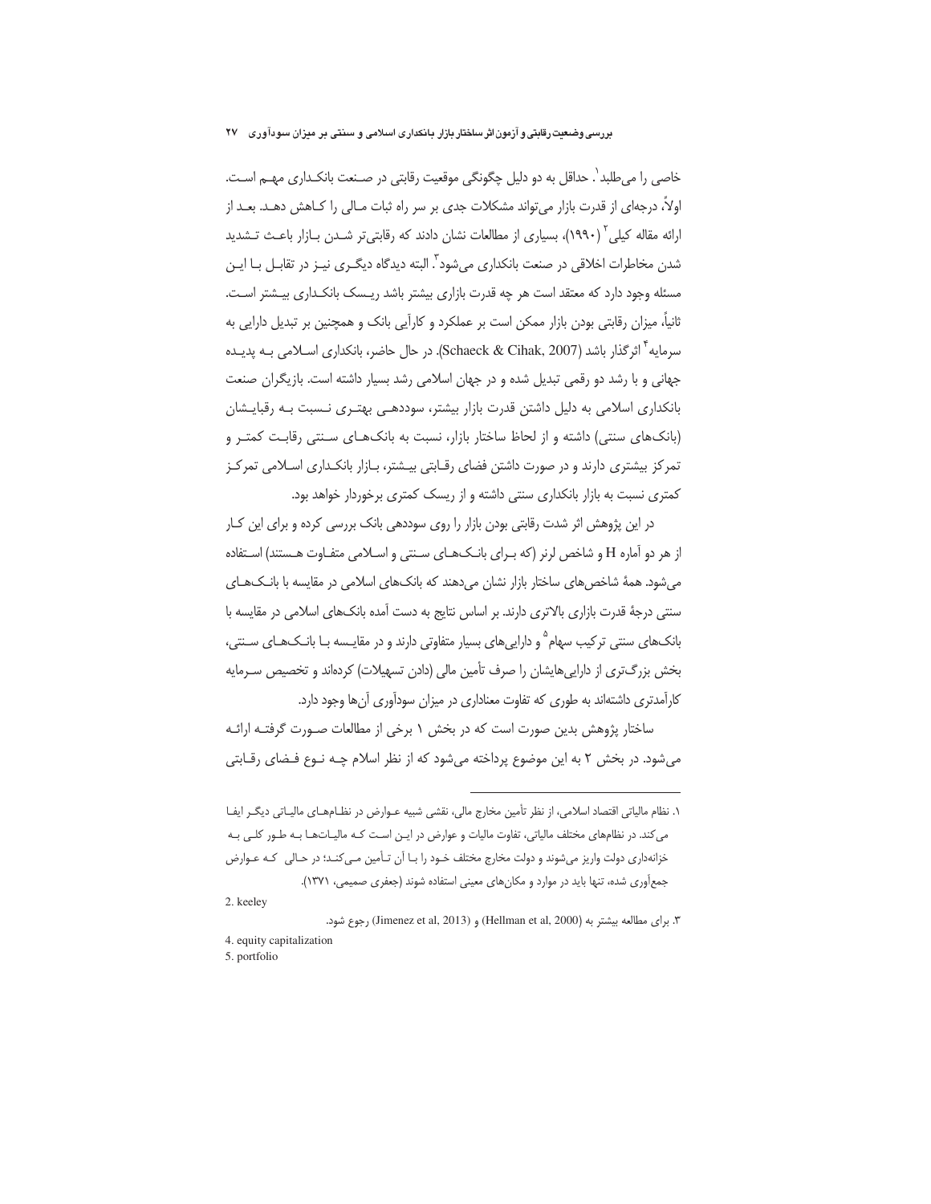خاصی را می‌طلبد[1]. حداقل به دو دلیل چگونگی موقعیت رقابتی در صنعت بانکداری مهم است. اولاً، درجه‌ای از قدرت بازار می‌تواند مشکلات جدی بر سر راه ثبات مالی را کاهش دهد. بعد از ارائه مقاله کیلی[2] (۱۹۹۰)، بسیاری از مطالعات نشان دادند که رقابتی‌تر شدن بازار باعث تشدید شدن مخاطرات اخلاقی در صنعت بانکداری می‌شود[3]. البته دیدگاه دیگری نیز در تقابل با این مسئله وجود دارد که معتقد است هر چه قدرت بازاری بیشتر باشد ریسک بانکداری بیشتر است. ثانیاً، میزان رقابتی بودن بازار ممکن است بر عملکرد و کارآیی بانک و همچنین بر تبدیل دارایی به سرمایه[4] اثرگذار باشد (Schaeck & Cihak, 2007). در حال حاضر، بانکداری اسلامی به پدیده جهانی و با رشد دو رقمی تبدیل شده و در جهان اسلامی رشد بسیار داشته است. بازیگران صنعت بانکداری اسلامی به دلیل داشتن قدرت بازار بیشتر، سوددهی بهتری نسبت به رقبایشان (بانک‌های سنتی) داشته و از لحاظ ساختار بازار، نسبت به بانک‌های سنتی رقابت کمتر و تمرکز بیشتری دارند و در صورت داشتن فضای رقابتی بیشتر، بازار بانکداری اسلامی تمرکز کمتری نسبت به بازار بانکداری سنتی داشته و از ریسک کمتری برخوردار خواهد بود.

در این پژوهش اثر شدت رقابتی بودن بازار را روی سوددهی بانک بررسی کرده و برای این کار از هر دو آماره H و شاخص لرنر (که برای بانک‌های سنتی و اسلامی متفاوت هستند) استفاده می‌شود. همهٔ شاخص‌های ساختار بازار نشان می‌دهند که بانک‌های اسلامی در مقایسه با بانک‌های سنتی درجهٔ قدرت بازاری بالاتری دارند. بر اساس نتایج به دست آمده بانک‌های اسلامی در مقایسه با بانک‌های سنتی ترکیب سهام[5] و دارایی‌های بسیار متفاوتی دارند و در مقایسه با بانک‌های سنتی، بخش بزرگ‌تری از دارایی‌هایشان را صرف تأمین مالی (دادن تسهیلات) کرده‌اند و تخصیص سرمایه کارآمدتری داشته‌اند به طوری که تفاوت معناداری در میزان سودآوری آن‌ها وجود دارد.

ساختار پژوهش بدین صورت است که در بخش ۱ برخی از مطالعات صورت گرفته ارائه می‌شود. در بخش ۲ به این موضوع پرداخته می‌شود که از نظر اسلام چه نوع فضای رقابتی

---

۱. نظام مالیاتی اقتصاد اسلامی، از نظر تأمین مخارج مالی، نقشی شبیه عوارض در نظام‌های مالیاتی دیگر ایفا می‌کند. در نظام‌های مختلف مالیاتی، تفاوت مالیات و عوارض در این است که مالیات‌ها به طور کلی به خزانه‌داری دولت واریز می‌شوند و دولت مخارج مختلف خود را با آن تأمین می‌کند؛ در حالی که عوارض جمع‌آوری شده، تنها باید در موارد و مکان‌های معینی استفاده شوند (جعفری صمیمی، ۱۳۷۱).

2. keeley

۳. برای مطالعه بیشتر به (Hellman et al, 2000) و (Jimenez et al, 2013) رجوع شود.

4. equity capitalization

5. portfolio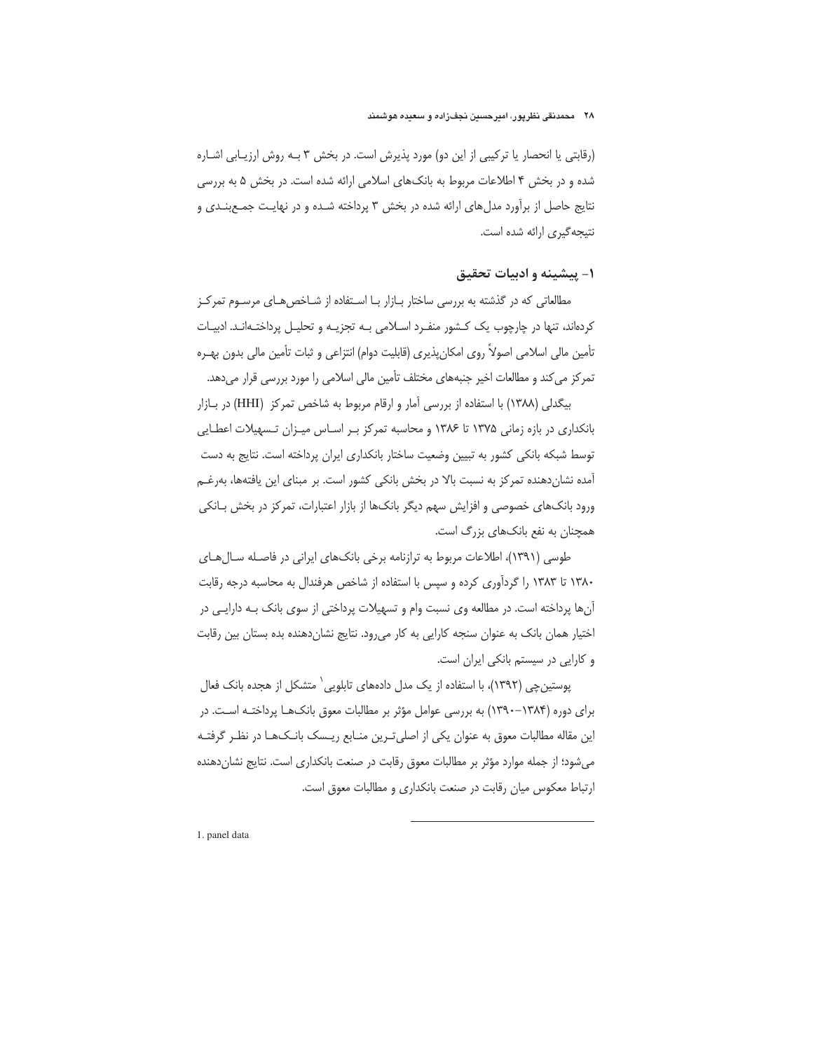(رقابتی یا انحصار یا ترکیبی از این دو) مورد پذیرش است. در بخش ۳ بـه روش ارزیـابی اشـاره شده و در بخش ۴ اطلاعات مربوط به بانک‌های اسلامی ارائه شده است. در بخش ۵ به بررسی نتایج حاصل از برآورد مدل‌های ارائه شده در بخش ۳ پرداخته شـده و در نهایـت جمـع‌بنـدی و نتیجه‌گیری ارائه شده است.

## ۱- پیشینه و ادبیات تحقیق

مطالعاتی که در گذشته به بررسی ساختار بـازار بـا اسـتفاده از شـاخص‌هـای مرسـوم تمرکـز کرده‌اند، تنها در چارچوب یک کـشور منفـرد اسـلامی بـه تجزیـه و تحلیـل پرداختـه‌انـد. ادبیـات تأمین مالی اسلامی اصولاً روی امکان‌پذیری (قابلیت دوام) انتزاعی و ثبات تأمین مالی بدون بهـره تمرکز می‌کند و مطالعات اخیر جنبه‌های مختلف تأمین مالی اسلامی را مورد بررسی قرار می‌دهد.

بیگدلی (۱۳۸۸) با استفاده از بررسی آمار و ارقام مربوط به شاخص تمرکز (HHI) در بـازار بانکداری در بازه زمانی ۱۳۷۵ تا ۱۳۸۶ و محاسبه تمرکز بـر اسـاس میـزان تـسهیلات اعطـایی توسط شبکه بانکی کشور به تبیین وضعیت ساختار بانکداری ایران پرداخته است. نتایج به دست آمده نشان‌دهنده تمرکز به نسبت بالا در بخش بانکی کشور است. بر مبنای این یافته‌ها، به‌رغـم ورود بانک‌های خصوصی و افزایش سهم دیگر بانک‌ها از بازار اعتبارات، تمرکز در بخش بـانکی همچنان به نفع بانک‌های بزرگ است.

طوسی (۱۳۹۱)، اطلاعات مربوط به ترازنامه برخی بانک‌های ایرانی در فاصـله سـال‌هـای ۱۳۸۰ تا ۱۳۸۳ را گردآوری کرده و سپس با استفاده از شاخص هرفندال به محاسبه درجه رقابت آن‌ها پرداخته است. در مطالعه وی نسبت وام و تسهیلات پرداختی از سوی بانک بـه دارایـی در اختیار همان بانک به عنوان سنجه کارایی به کار می‌رود. نتایج نشان‌دهنده بده بستان بین رقابت و کارایی در سیستم بانکی ایران است.

پوستین‌چی (۱۳۹۲)، با استفاده از یک مدل داده‌های تابلویی[1] متشکل از هجده بانک فعال برای دوره (۱۳۸۴–۱۳۹۰) به بررسی عوامل مؤثر بر مطالبات معوق بانک‌هـا پرداختـه اسـت. در این مقاله مطالبات معوق به عنوان یکی از اصلی‌تـرین منـابع ریـسک بانـک‌هـا در نظـر گرفتـه می‌شود؛ از جمله موارد مؤثر بر مطالبات معوق رقابت در صنعت بانکداری است. نتایج نشان‌دهنده ارتباط معکوس میان رقابت در صنعت بانکداری و مطالبات معوق است.

1. panel data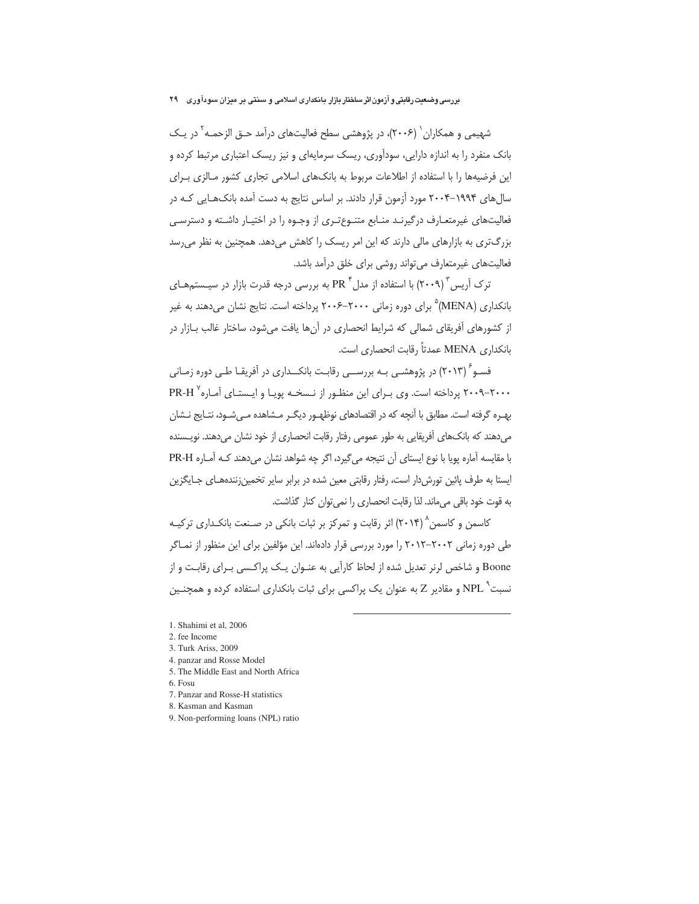شهیمی و همکاران[1] (۲۰۰۶)، در پژوهشی سطح فعالیت‌های درآمد حق الزحمه[2] در یک بانک منفرد را به اندازه دارایی، سودآوری، ریسک سرمایه‌ای و نیز ریسک اعتباری مرتبط کرده و این فرضیه‌ها را با استفاده از اطلاعات مربوط به بانک‌های اسلامی تجاری کشور مالزی برای سال‌های ۱۹۹۴-۲۰۰۴ مورد آزمون قرار دادند. بر اساس نتایج به دست آمده بانک‌هایی که در فعالیت‌های غیرمتعارف درگیرند منابع متنوع‌تری از وجوه را در اختیار داشته و دسترسی بزرگ‌تری به بازارهای مالی دارند که این امر ریسک را کاهش می‌دهد. همچنین به نظر می‌رسد فعالیت‌های غیرمتعارف می‌تواند روشی برای خلق درآمد باشد.

ترک آریس[3] (۲۰۰۹) با استفاده از مدل PR[4] به بررسی درجه قدرت بازار در سیستم‌های بانکداری (MENA)[5] برای دوره زمانی ۲۰۰۰-۲۰۰۶ پرداخته است. نتایج نشان می‌دهند به غیر از کشورهای آفریقای شمالی که شرایط انحصاری در آن‌ها یافت می‌شود، ساختار غالب بازار در بانکداری MENA عمدتاً رقابت انحصاری است.

فسو[6] (۲۰۱۳) در پژوهشی به بررسی رقابت بانکداری در آفریقا طی دوره زمانی ۲۰۰۰-۲۰۰۹ پرداخته است. وی برای این منظور از نسخه پویا و ایستای آماره PR-H[7] بهره گرفته است. مطابق با آنچه که در اقتصادهای نوظهور دیگر مشاهده می‌شود، نتایج نشان می‌دهند که بانک‌های آفریقایی به طور عمومی رفتار رقابت انحصاری از خود نشان می‌دهند. نویسنده با مقایسه آماره پویا با نوع ایستای آن نتیجه می‌گیرد، اگر چه شواهد نشان می‌دهند که آماره PR-H ایستا به طرف پائین تورش‌دار است، رفتار رقابتی معین شده در برابر سایر تخمین‌زننده‌های جایگزین به قوت خود باقی می‌ماند. لذا رقابت انحصاری را نمی‌توان کنار گذاشت.

کاسمن و کاسمن[8] (۲۰۱۴) اثر رقابت و تمرکز بر ثبات بانکی در صنعت بانکداری ترکیه طی دوره زمانی ۲۰۰۲-۲۰۱۲ را مورد بررسی قرار داده‌اند. این مؤلفین برای این منظور از نماگر Boone و شاخص لرنر تعدیل شده از لحاظ کارآیی به عنوان یک پراکسی برای رقابت و از نسبت[9] NPL و مقادیر Z به عنوان یک پراکسی برای ثبات بانکداری استفاده کرده و همچنین

---

1. Shahimi et al, 2006
2. fee Income
3. Turk Ariss, 2009
4. panzar and Rosse Model
5. The Middle East and North Africa
6. Fosu
7. Panzar and Rosse-H statistics
8. Kasman and Kasman
9. Non-performing loans (NPL) ratio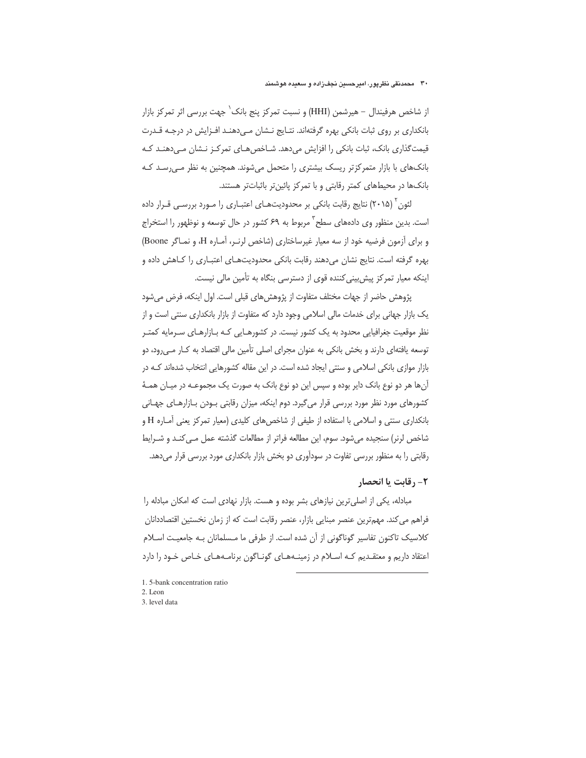از شاخص هرفیندال – هیرشمن (HHI) و نسبت تمرکز پنج بانک[1] جهت بررسی اثر تمرکز بازار بانکداری بر روی ثبات بانکی بهره گرفته‌اند. نتایج نشان می‌دهند افزایش در درجه قدرت قیمت‌گذاری بانک، ثبات بانکی را افزایش می‌دهد. شاخص‌های تمرکز نشان می‌دهند که بانک‌های با بازار متمرکزتر ریسک بیشتری را متحمل می‌شوند. همچنین به نظر می‌رسد که بانک‌ها در محیط‌های کمتر رقابتی و با تمرکز پائین‌تر باثبات‌تر هستند.

لئون[2] (۲۰۱۵) نتایج رقابت بانکی بر محدودیت‌های اعتباری را مورد بررسی قرار داده است. بدین منظور وی داده‌های سطح[3] مربوط به ۶۹ کشور در حال توسعه و نوظهور را استخراج و برای آزمون فرضیه خود از سه معیار غیرساختاری (شاخص لرنر، آماره H، و نماگر Boone) بهره گرفته است. نتایج نشان می‌دهند رقابت بانکی محدودیت‌های اعتباری را کاهش داده و اینکه معیار تمرکز پیش‌بینی‌کننده قوی از دسترسی بنگاه به تأمین مالی نیست.

پژوهش حاضر از جهات مختلف متفاوت از پژوهش‌های قبلی است. اول اینکه، فرض می‌شود یک بازار جهانی برای خدمات مالی اسلامی وجود دارد که متفاوت از بازار بانکداری سنتی است و از نظر موقعیت جغرافیایی محدود به یک کشور نیست. در کشورهایی که بازارهای سرمایه کمتر توسعه یافته‌ای دارند و بخش بانکی به عنوان مجرای اصلی تأمین مالی اقتصاد به کار می‌رود، دو بازار موازی بانکی اسلامی و سنتی ایجاد شده است. در این مقاله کشورهایی انتخاب شده‌اند که در آن‌ها هر دو نوع بانک دایر بوده و سپس این دو نوع بانک به صورت یک مجموعه در میان همهٔ کشورهای مورد نظر مورد بررسی قرار می‌گیرد. دوم اینکه، میزان رقابتی بودن بازارهای جهانی بانکداری سنتی و اسلامی با استفاده از طیفی از شاخص‌های کلیدی (معیار تمرکز یعنی آماره H و شاخص لرنر) سنجیده می‌شود. سوم، این مطالعه فراتر از مطالعات گذشته عمل می‌کند و شرایط رقابتی را به منظور بررسی تفاوت در سودآوری دو بخش بازار بانکداری مورد بررسی قرار می‌دهد.

## ۲- رقابت یا انحصار

مبادله، یکی از اصلی‌ترین نیازهای بشر بوده و هست. بازار نهادی است که امکان مبادله را فراهم می‌کند. مهم‌ترین عنصر مبنایی بازار، عنصر رقابت است که از زمان نخستین اقتصاددانان کلاسیک تاکنون تفاسیر گوناگونی از آن شده است. از طرفی ما مسلمانان به جامعیت اسلام اعتقاد داریم و معتقدیم که اسلام در زمینه‌های گوناگون برنامه‌های خاص خود را دارد

---

1. 5-bank concentration ratio
2. Leon
3. level data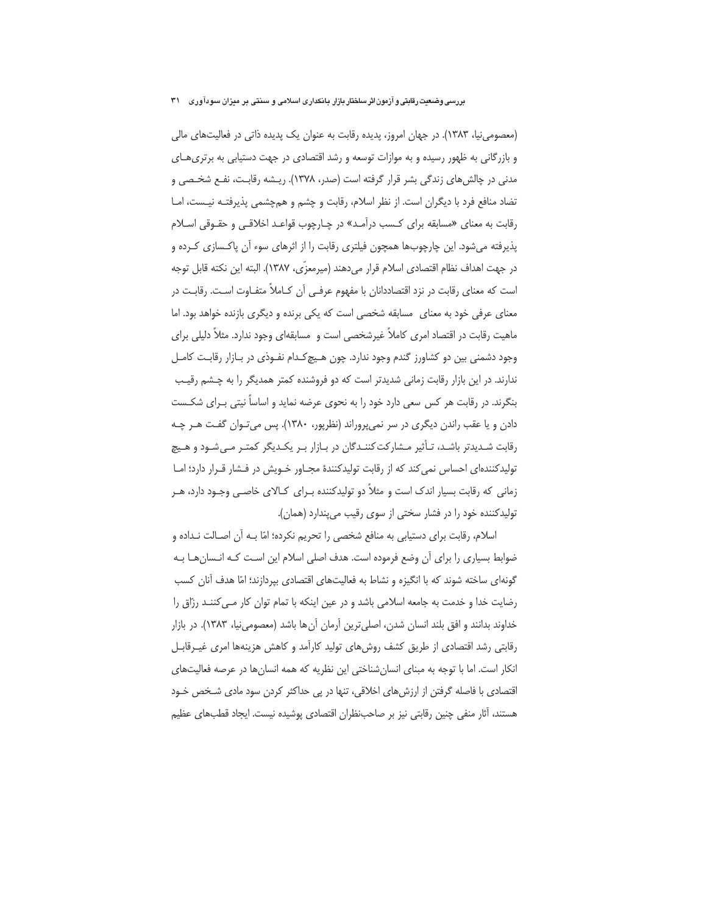(معصومی‌نیا، ۱۳۸۳). در جهان امروز، پدیده رقابت به عنوان یک پدیده ذاتی در فعالیت‌های مالی و بازرگانی به ظهور رسیده و به موازات توسعه و رشد اقتصادی در جهت دستیابی به برتری‌های مدنی در چالش‌های زندگی بشر قرار گرفته است (صدر، ۱۳۷۸). ریشه رقابت، نفع شخصی و تضاد منافع فرد با دیگران است. از نظر اسلام، رقابت و چشم و هم‌چشمی پذیرفته نیست، اما رقابت به معنای «مسابقه برای کسب درآمد» در چارچوب قواعد اخلاقی و حقوقی اسلام پذیرفته می‌شود. این چارچوب‌ها همچون فیلتری رقابت را از اثرهای سوء آن پاکسازی کرده و در جهت اهداف نظام اقتصادی اسلام قرار می‌دهند (میرمعزّی، ۱۳۸۷). البته این نکته قابل توجه است که معنای رقابت در نزد اقتصاددانان با مفهوم عرفی آن کاملاً متفاوت است. رقابت در معنای عرفی خود به معنای مسابقه شخصی است که یکی برنده و دیگری بازنده خواهد بود. اما ماهیت رقابت در اقتصاد امری کاملاً غیرشخصی است و مسابقه‌ای وجود ندارد. مثلاً دلیلی برای وجود دشمنی بین دو کشاورز گندم وجود ندارد. چون هیچ‌کدام نفوذی در بازار رقابت کامل ندارند. در این بازار رقابت زمانی شدیدتر است که دو فروشنده کمتر همدیگر را به چشم رقیب بنگرند. در رقابت هر کس سعی دارد خود را به نحوی عرضه نماید و اساساً نیتی برای شکست دادن و یا عقب راندن دیگری در سر نمی‌پروراند (نظرپور، ۱۳۸۰). پس می‌توان گفت هر چه رقابت شدیدتر باشد، تأثیر مشارکت‌کنندگان در بازار بر یکدیگر کمتر می‌شود و هیچ تولیدکننده‌ای احساس نمی‌کند که از رقابت تولیدکنندهٔ مجاور خویش در فشار قرار دارد؛ اما زمانی که رقابت بسیار اندک است و مثلاً دو تولیدکننده برای کالای خاصی وجود دارد، هر تولیدکننده خود را در فشار سختی از سوی رقیب می‌پندارد (همان).

اسلام، رقابت برای دستیابی به منافع شخصی را تحریم نکرده؛ امّا به آن اصالت نداده و ضوابط بسیاری را برای آن وضع فرموده است. هدف اصلی اسلام این است که انسان‌ها به گونه‌ای ساخته شوند که با انگیزه و نشاط به فعالیت‌های اقتصادی بپردازند؛ امّا هدف آنان کسب رضایت خدا و خدمت به جامعه اسلامی باشد و در عین اینکه با تمام توان کار می‌کنند رزّاق را خداوند بدانند و افق بلند انسان شدن، اصلی‌ترین آرمان آن‌ها باشد (معصومی‌نیا، ۱۳۸۳). در بازار رقابتی رشد اقتصادی از طریق کشف روش‌های تولید کارآمد و کاهش هزینه‌ها امری غیرقابل انکار است. اما با توجه به مبنای انسان‌شناختی این نظریه که همه انسان‌ها در عرصه فعالیت‌های اقتصادی با فاصله گرفتن از ارزش‌های اخلاقی، تنها در پی حداکثر کردن سود مادی شخص خود هستند، آثار منفی چنین رقابتی نیز بر صاحب‌نظران اقتصادی پوشیده نیست. ایجاد قطب‌های عظیم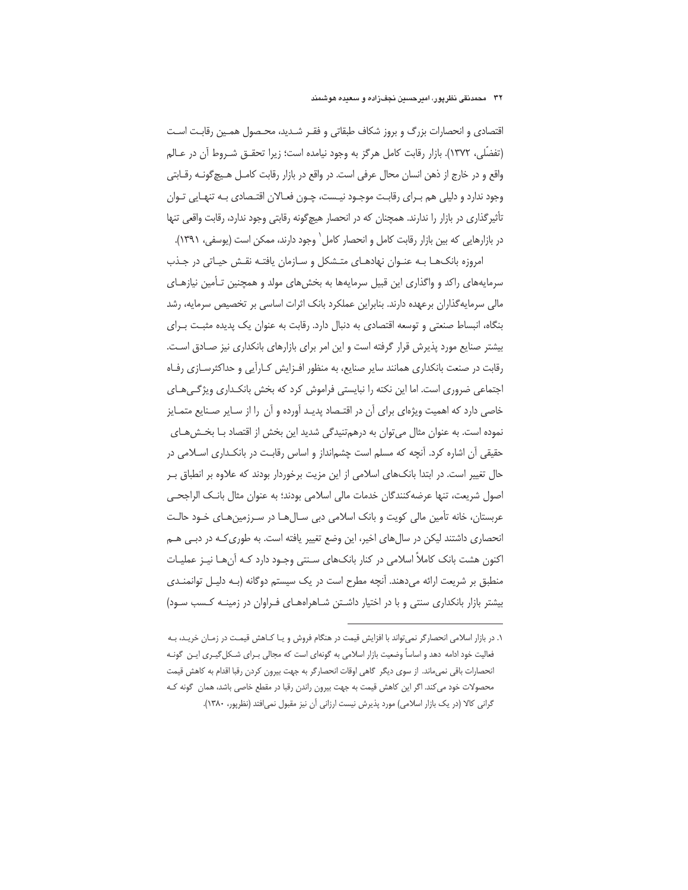اقتصادی و انحصارات بزرگ و بروز شکاف طبقاتی و فقر شدید، محصول همین رقابت است (تفضّلی، ۱۳۷۲). بازار رقابت کامل هرگز به وجود نیامده است؛ زیرا تحقق شروط آن در عالم واقع و در خارج از ذهن انسان محال عرفی است. در واقع در بازار رقابت کامل هیچ‌گونه رقابتی وجود ندارد و دلیلی هم برای رقابت موجود نیست، چون فعالان اقتصادی به تنهایی توان تأثیرگذاری در بازار را ندارند. همچنان که در انحصار هیچ‌گونه رقابتی وجود ندارد، رقابت واقعی تنها در بازارهایی که بین بازار رقابت کامل و انحصار کامل[1] وجود دارند، ممکن است (یوسفی، ۱۳۹۱).

امروزه بانک‌ها به عنوان نهادهای متشکل و سازمان یافته نقش حیاتی در جذب سرمایه‌های راکد و واگذاری این قبیل سرمایه‌ها به بخش‌های مولد و همچنین تأمین نیازهای مالی سرمایه‌گذاران برعهده دارند. بنابراین عملکرد بانک اثرات اساسی بر تخصیص سرمایه، رشد بنگاه، انبساط صنعتی و توسعه اقتصادی به دنبال دارد. رقابت به عنوان یک پدیده مثبت برای بیشتر صنایع مورد پذیرش قرار گرفته است و این امر برای بازارهای بانکداری نیز صادق است. رقابت در صنعت بانکداری همانند سایر صنایع، به منظور افزایش کارآیی و حداکثرسازی رفاه اجتماعی ضروری است. اما این نکته را نبایستی فراموش کرد که بخش بانکداری ویژگی‌های خاصی دارد که اهمیت ویژه‌ای برای آن در اقتصاد پدید آورده و آن را از سایر صنایع متمایز نموده است. به عنوان مثال می‌توان به درهم‌تنیدگی شدید این بخش از اقتصاد با بخش‌های حقیقی آن اشاره کرد. آنچه که مسلم است چشم‌انداز و اساس رقابت در بانکداری اسلامی در حال تغییر است. در ابتدا بانک‌های اسلامی از این مزیت برخوردار بودند که علاوه بر انطباق بر اصول شریعت، تنها عرضه‌کنندگان خدمات مالی اسلامی بودند؛ به عنوان مثال بانک الراجحی عربستان، خانه تأمین مالی کویت و بانک اسلامی دبی سال‌ها در سرزمین‌های خود حالت انحصاری داشتند لیکن در سال‌های اخیر، این وضع تغییر یافته است. به طوری‌که در دبی هم اکنون هشت بانک کاملاً اسلامی در کنار بانک‌های سنتی وجود دارد که آن‌ها نیز عملیات منطبق بر شریعت ارائه می‌دهند. آنچه مطرح است در یک سیستم دوگانه (به دلیل توانمندی بیشتر بازار بانکداری سنتی و با در اختیار داشتن شاهراه‌های فراوان در زمینه کسب سود)

---

۱. در بازار اسلامی انحصارگر نمی‌تواند با افزایش قیمت در هنگام فروش و یا کاهش قیمت در زمان خرید، به فعالیت خود ادامه دهد و اساساً وضعیت بازار اسلامی به گونه‌ای است که مجالی برای شکل‌گیری این گونه انحصارات باقی نمی‌ماند. از سوی دیگر گاهی اوقات انحصارگر به جهت بیرون کردن رقبا اقدام به کاهش قیمت محصولات خود می‌کند. اگر این کاهش قیمت به جهت بیرون راندن رقبا در مقطع خاصی باشد، همان گونه که گرانی کالا (در یک بازار اسلامی) مورد پذیرش نیست ارزانی آن نیز مقبول نمی‌افتد (نظرپور، ۱۳۸۰).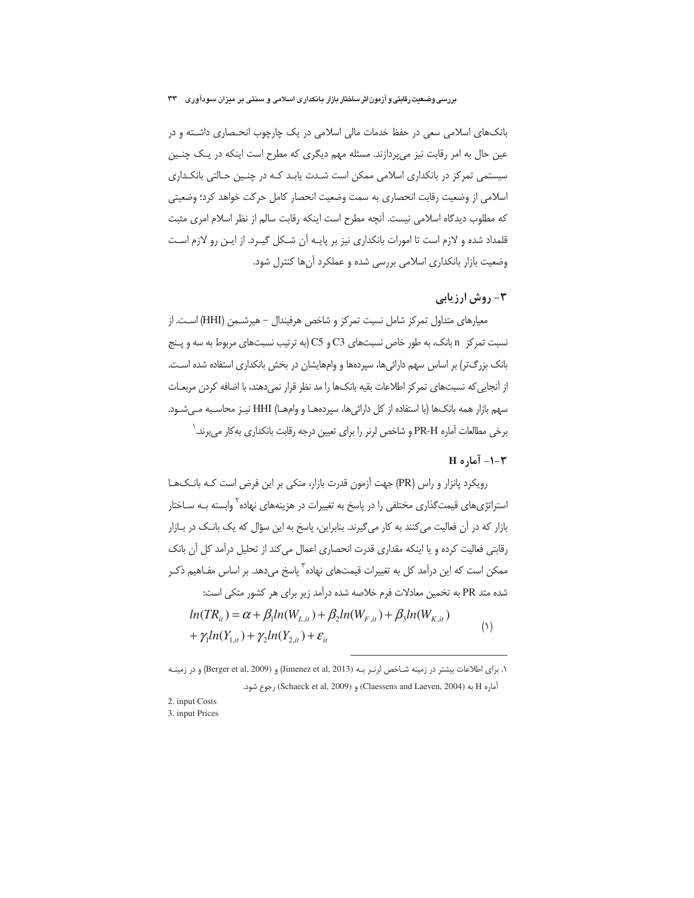بانک‌های اسلامی سعی در حفظ خدمات مالی اسلامی در یک چارچوب انحصاری داشته و در عین حال به امر رقابت نیز می‌پردازند. مسئله مهم دیگری که مطرح است اینکه در یک چنین سیستمی تمرکز در بانکداری اسلامی ممکن است شدت یابد که در چنین حالتی بانکداری اسلامی از وضعیت رقابت انحصاری به سمت وضعیت انحصار کامل حرکت خواهد کرد؛ وضعیتی که مطلوب دیدگاه اسلامی نیست. آنچه مطرح است اینکه رقابت سالم از نظر اسلام امری مثبت قلمداد شده و لازم است تا امورات بانکداری نیز بر پایه آن شکل گیرد. از این رو لازم است وضعیت بازار بانکداری اسلامی بررسی شده و عملکرد آن‌ها کنترل شود.

## ۳- روش ارزیابی

معیارهای متداول تمرکز شامل نسبت تمرکز و شاخص هرفیندال - هیرشمن (HHI) است. از نسبت تمرکز n بانک، به طور خاص نسبت‌های C3 و C5 (به ترتیب نسبت‌های مربوط به سه و پنج بانک بزرگ‌تر) بر اساس سهم دارائی‌ها، سپرده‌ها و وام‌هایشان در بخش بانکداری استفاده شده است. از آنجایی که نسبت‌های تمرکز اطلاعات بقیه بانک‌ها را مد نظر قرار نمی‌دهند، با اضافه کردن مربعات سهم بازار همه بانک‌ها (با استفاده از کل دارائی‌ها، سپرده‌ها و وام‌ها) HHI نیز محاسبه می‌شود. برخی مطالعات آماره PR-H و شاخص لرنر را برای تعیین درجه رقابت بانکداری به‌کار می‌برند.[۱]

### ۳-۱- آماره H

رویکرد پانزار و راس (PR) جهت آزمون قدرت بازار، متکی بر این فرض است که بانک‌ها استراتژی‌های قیمت‌گذاری مختلفی را در پاسخ به تغییرات در هزینه‌های نهاده[۲] وابسته به ساختار بازار که در آن فعالیت می‌کنند به کار می‌گیرند. بنابراین، پاسخ به این سؤال که یک بانک در بازار رقابتی فعالیت کرده و یا اینکه مقداری قدرت انحصاری اعمال می‌کند از تحلیل درآمد کل آن بانک ممکن است که این درآمد کل به تغییرات قیمت‌های نهاده[۳] پاسخ می‌دهد. بر اساس مفاهیم ذکر شده متد PR به تخمین معادلات فرم خلاصه شده درآمد زیر برای هر کشور متکی است:

$$ln(TR_{it}) = \alpha + \beta_1 ln(W_{L,it}) + \beta_2 ln(W_{F,it}) + \beta_3 ln(W_{K,it}) + \gamma_1 ln(Y_{1,it}) + \gamma_2 ln(Y_{2,it}) + \varepsilon_{it} \qquad (۱)$$

---

۱. برای اطلاعات بیشتر در زمینه شاخص لرنر به (Jimenez et al, 2013) و (Berger et al, 2009) و در زمینه آماره H به (Claessens and Laeven, 2004) و (Schaeck et al, 2009) رجوع شود.

2. input Costs

3. input Prices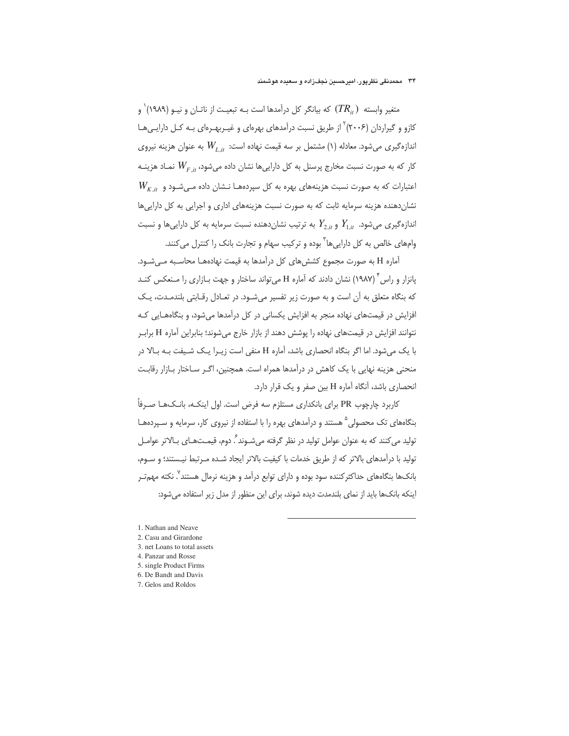متغیر وابسته ($TR_{it}$) که بیانگر کل درآمدها است بـه تبعیـت از ناتـان و نیـو (۱۹۸۹)[1] و کازو و گیراردان (۲۰۰۶)[2] از طریق نسبت درآمدهای بهره‌ای و غیـربهـره‌ای بـه کـل دارایـی‌ها اندازه‌گیری می‌شود. معادله (۱) مشتمل بر سه قیمت نهاده است: $W_{L,it}$ به عنوان هزینه نیروی کار که به صورت نسبت مخارج پرسنل به کل دارایی‌ها نشان داده می‌شود، $W_{F,it}$ نمـاد هزینـه اعتبارات که به صورت نسبت هزینه‌های بهره به کل سپرده‌هـا نـشان داده مـی‌شـود و $W_{K,it}$ نشان‌دهنده هزینه سرمایه ثابت که به صورت نسبت هزینه‌های اداری و اجرایی به کل دارایی‌ها اندازه‌گیری می‌شود. $Y_{1,it}$ و $Y_{2,it}$ به ترتیب نشان‌دهنده نسبت سرمایه به کل دارایی‌ها و نسبت وام‌های خالص به کل دارایی‌ها[3] بوده و ترکیب سهام و تجارت بانک را کنترل می‌کنند.

آماره H به صورت مجموع کشش‌های کل درآمدها به قیمت نهاده‌هـا محاسـبه مـی‌شـود. پانزار و راس[4] (۱۹۸۷) نشان دادند که آماره H می‌تواند ساختار و جهت بـازاری را مـنعکس کنـد که بنگاه متعلق به آن است و به صورت زیر تفسیر می‌شـود. در تعـادل رقـابتی بلندمـدت، یـک افزایش در قیمت‌های نهاده منجر به افزایش یکسانی در کل درآمدها می‌شود، و بنگاه‌هـایی کـه نتوانند افزایش در قیمت‌های نهاده را پوشش دهند از بازار خارج می‌شوند؛ بنابراین آماره H برابـر با یک می‌شود. اما اگر بنگاه انحصاری باشد، آماره H منفی است زیـرا یـک شـیفت بـه بـالا در منحنی هزینه نهایی با یک کاهش در درآمدها همراه است. همچنین، اگـر سـاختار بـازار رقابـت انحصاری باشد، آنگاه آماره H بین صفر و یک قرار دارد.

کاربرد چارچوب PR برای بانکداری مستلزم سه فرض است. اول اینکـه، بانـک‌هـا صـرفاً بنگاه‌های تک محصولی[5] هستند و درآمدهای بهره را با استفاده از نیروی کار، سرمایه و سـپرده‌هـا تولید می‌کنند که به عنوان عوامل تولید در نظر گرفته می‌شـوند[6]. دوم، قیمـت‌هـای بـالاتر عوامـل تولید با درآمدهای بالاتر که از طریق خدمات با کیفیت بالاتر ایجاد شـده مـرتبط نیـستند؛ و سـوم، بانک‌ها بنگاه‌های حداکثرکننده سود بوده و دارای توابع درآمد و هزینه نرمال هستند[7]. نکته مهم‌تـر اینکه بانک‌ها باید از نمای بلندمدت دیده شوند، برای این منظور از مدل زیر استفاده می‌شود:

---

1. Nathan and Neave
2. Casu and Girardone
3. net Loans to total assets
4. Panzar and Rosse
5. single Product Firms
6. De Bandt and Davis
7. Gelos and Roldos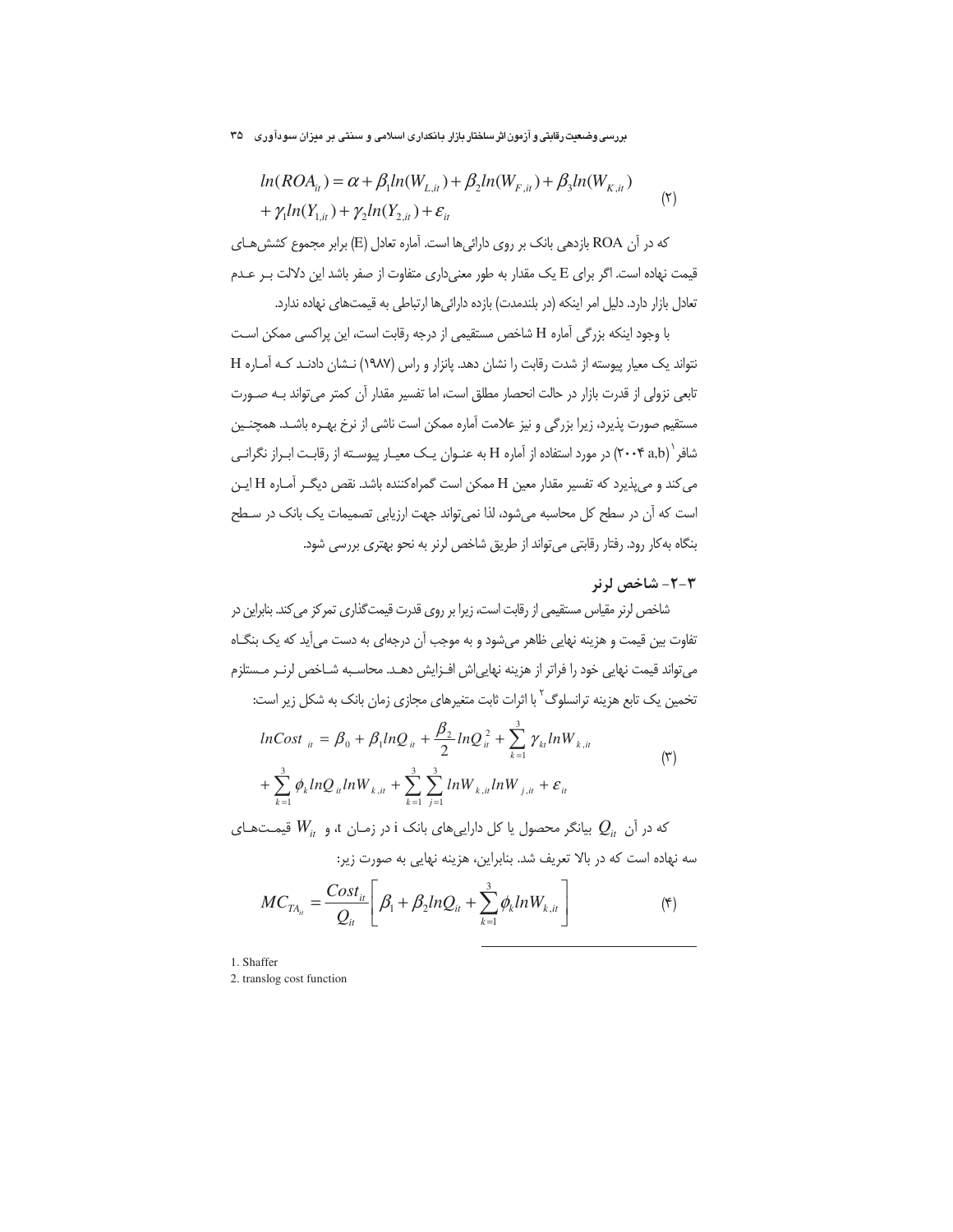$$ln(ROA_{it}) = \alpha + \beta_1 ln(W_{L,it}) + \beta_2 ln(W_{F,it}) + \beta_3 ln(W_{K,it}) + \gamma_1 ln(Y_{1,it}) + \gamma_2 ln(Y_{2,it}) + \varepsilon_{it} \quad (۲)$$

که در آن ROA بازدهی بانک بر روی دارائی‌ها است. آماره تعادل (E) برابر مجموع کشش‌های قیمت نهاده است. اگر برای E یک مقدار به طور معنی‌داری متفاوت از صفر باشد این دلالت بر عدم تعادل بازار دارد. دلیل امر اینکه (در بلندمدت) بازده دارائی‌ها ارتباطی به قیمت‌های نهاده ندارد.

با وجود اینکه بزرگی آماره H شاخص مستقیمی از درجه رقابت است، این پراکسی ممکن است نتواند یک معیار پیوسته از شدت رقابت را نشان دهد. پانزار و راس (۱۹۸۷) نشان دادند که آماره H تابعی نزولی از قدرت بازار در حالت انحصار مطلق است، اما تفسیر مقدار آن کمتر می‌تواند به صورت مستقیم صورت پذیرد، زیرا بزرگی و نیز علامت آماره ممکن است ناشی از نرخ بهره باشد. همچنین شافر[1] (۲۰۰۴ a,b) در مورد استفاده از آماره H به عنوان یک معیار پیوسته از رقابت ابراز نگرانی می‌کند و می‌پذیرد که تفسیر مقدار معین H ممکن است گمراه‌کننده باشد. نقص دیگر آماره H این است که آن در سطح کل محاسبه می‌شود، لذا نمی‌تواند جهت ارزیابی تصمیمات یک بانک در سطح بنگاه به‌کار رود. رفتار رقابتی می‌تواند از طریق شاخص لرنر به نحو بهتری بررسی شود.

## ۳-۲- شاخص لرنر

شاخص لرنر مقیاس مستقیمی از رقابت است، زیرا بر روی قدرت قیمت‌گذاری تمرکز می‌کند. بنابراین در تفاوت بین قیمت و هزینه نهایی ظاهر می‌شود و به موجب آن درجه‌ای به دست می‌آید که یک بنگاه می‌تواند قیمت نهایی خود را فراتر از هزینه نهایی‌اش افزایش دهد. محاسبه شاخص لرنر مستلزم تخمین یک تابع هزینه ترانسلوگ[2] با اثرات ثابت متغیرهای مجازی زمان بانک به شکل زیر است:

$$lnCost_{it} = \beta_0 + \beta_1 lnQ_{it} + \frac{\beta_2}{2} lnQ_{it}^2 + \sum_{k=1}^{3} \gamma_{kt} lnW_{k,it} + \sum_{k=1}^{3} \phi_k lnQ_{it} lnW_{k,it} + \sum_{k=1}^{3}\sum_{j=1}^{3} lnW_{k,it} lnW_{j,it} + \varepsilon_{it} \quad (۳)$$

که در آن $Q_{it}$ بیانگر محصول یا کل دارایی‌های بانک i در زمان t، و $W_{it}$ قیمت‌های سه نهاده است که در بالا تعریف شد. بنابراین، هزینه نهایی به صورت زیر:

$$MC_{TA_{it}} = \frac{Cost_{it}}{Q_{it}} \left[ \beta_1 + \beta_2 lnQ_{it} + \sum_{k=1}^{3} \phi_k lnW_{k,it} \right] \quad (۴)$$

---

1. Shaffer
2. translog cost function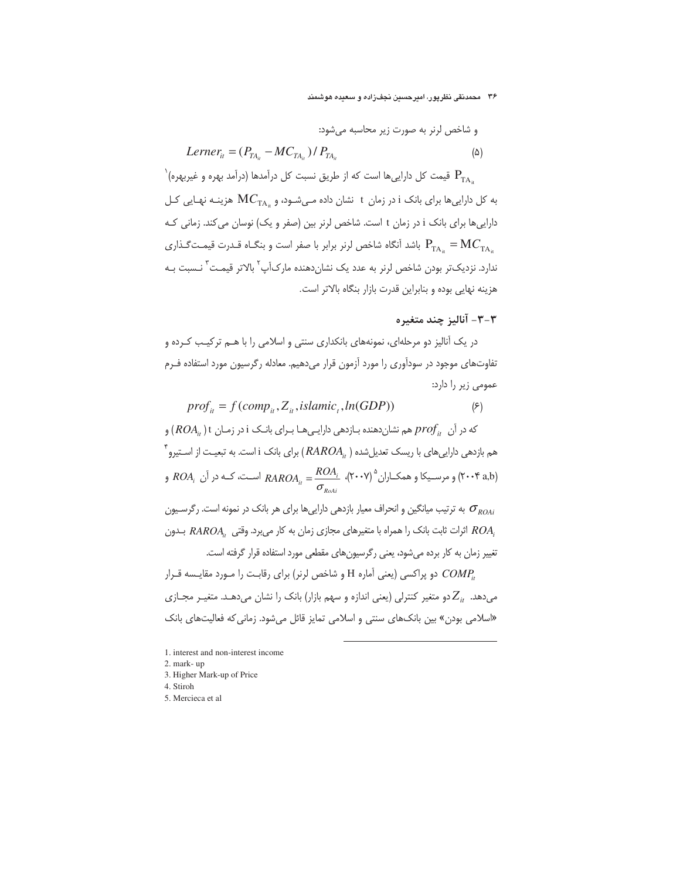و شاخص لرنر به صورت زیر محاسبه می‌شود:

$$Lerner_{it} = (P_{TA_{it}} - MC_{TA_{it}}) / P_{TA_{it}} \quad (۵)$$

$P_{TA_{it}}$ قیمت کل دارایی‌ها است که از طریق نسبت کل درآمدها (درآمد بهره و غیربهره)[1] به کل دارایی‌ها برای بانک i در زمان t نشان داده می‌شود، و $MC_{TA_{it}}$ هزینه نهایی کل دارایی‌ها برای بانک i در زمان t است. شاخص لرنر بین (صفر و یک) نوسان می‌کند. زمانی که $P_{TA_{it}} = MC_{TA_{it}}$ باشد آنگاه شاخص لرنر برابر با صفر است و بنگاه قدرت قیمت‌گذاری ندارد. نزدیک‌تر بودن شاخص لرنر به عدد یک نشان‌دهنده مارک‌آپ[2] بالاتر قیمت[3] نسبت به هزینه نهایی بوده و بنابراین قدرت بازار بنگاه بالاتر است.

## ۳-۳- آنالیز چند متغیره

در یک آنالیز دو مرحله‌ای، نمونه‌های بانکداری سنتی و اسلامی را با هم ترکیب کرده و تفاوت‌های موجود در سودآوری را مورد آزمون قرار می‌دهیم. معادله رگرسیون مورد استفاده فرم عمومی زیر را دارد:

$$prof_{it} = f(comp_{it}, Z_{it}, islamic_{i}, ln(GDP)) \quad (۶)$$

که در آن $prof_{it}$ هم نشان‌دهنده بازدهی دارایی‌ها برای بانک i در زمان t ($ROA_{it}$) و هم بازدهی دارایی‌های با ریسک تعدیل‌شده ($RAROA_{it}$) برای بانک i است. به تبعیت از استیرو[4] (a,b ۲۰۰۴) و مرسیکا و همکاران[5] (۲۰۰۷)، $RAROA_{it} = \frac{ROA_{i}}{\sigma_{RoAi}}$ است، که در آن $ROA_{i}$ و $\sigma_{ROAi}$ به ترتیب میانگین و انحراف معیار بازدهی دارایی‌ها برای هر بانک در نمونه است. رگرسیون $ROA_{i}$ اثرات ثابت بانک را همراه با متغیرهای مجازی زمان به کار می‌برد. وقتی $RAROA_{it}$ بدون تغییر زمان به کار برده می‌شود، یعنی رگرسیون‌های مقطعی مورد استفاده قرار گرفته است.

$COMP_{it}$ دو پراکسی (یعنی آماره H و شاخص لرنر) برای رقابت را مورد مقایسه قرار می‌دهد. $Z_{it}$ دو متغیر کنترلی (یعنی اندازه و سهم بازار) بانک را نشان می‌دهد. متغیر مجازی «اسلامی بودن» بین بانک‌های سنتی و اسلامی تمایز قائل می‌شود. زمانی‌که فعالیت‌های بانک

---

1. interest and non-interest income
2. mark- up
3. Higher Mark-up of Price
4. Stiroh
5. Mercieca et al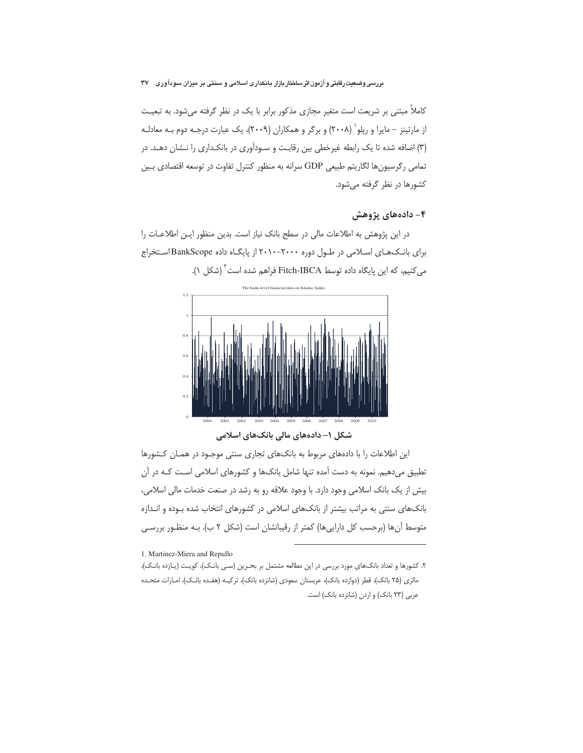کاملاً مبتنی بر شریعت است متغیر مجازی مذکور برابر با یک در نظر گرفته می‌شود. به تبعیت از مارتینز – مایرا و رپلو[1] (۲۰۰۸) و برگر و همکاران (۲۰۰۹)، یک عبارت درجه دوم به معادله (۳) اضافه شده تا یک رابطه غیرخطی بین رقابت و سودآوری در بانکداری را نشان دهد. در تمامی رگرسیون‌ها لگاریتم طبیعی GDP سرانه به منظور کنترل تفاوت در توسعه اقتصادی بین کشورها در نظر گرفته می‌شود.

## ۴- داده‌های پژوهش

در این پژوهش به اطلاعات مالی در سطح بانک نیاز است. بدین منظور این اطلاعات را برای بانک‌های اسلامی در طول دوره ۲۰۰۰–۲۰۱۰ از پایگاه داده BankScope استخراج می‌کنیم، که این پایگاه داده توسط Fitch-IBCA فراهم شده است[2] (شکل ۱).

**شکل ۱– داده‌های مالی بانک‌های اسلامی**

این اطلاعات را با داده‌های مربوط به بانک‌های تجاری سنتی موجود در همان کشورها تطبیق می‌دهیم. نمونه به دست آمده تنها شامل بانک‌ها و کشورهای اسلامی است که در آن بیش از یک بانک اسلامی وجود دارد. با وجود علاقه رو به رشد در صنعت خدمات مالی اسلامی، بانک‌های سنتی به مراتب بیشتر از بانک‌های اسلامی در کشورهای انتخاب شده بوده و اندازه متوسط آن‌ها (برحسب کل دارایی‌ها) کمتر از رقیبانشان است (شکل ۲ ب). به منظور بررسی

---

1. Martinez-Miera and Repullo

۲. کشورها و تعداد بانک‌های مورد بررسی در این مطالعه مشتمل بر بحرین (سی بانک)، کویت (یازده بانک)، مالزی (۲۵ باتک)، قطر (دوازده بانک)، عربستان سعودی (شانزده بانک)، ترکیه (هفده بانک)، امارات متحده عربی (۲۳ بانک) و اردن (شانزده بانک) است.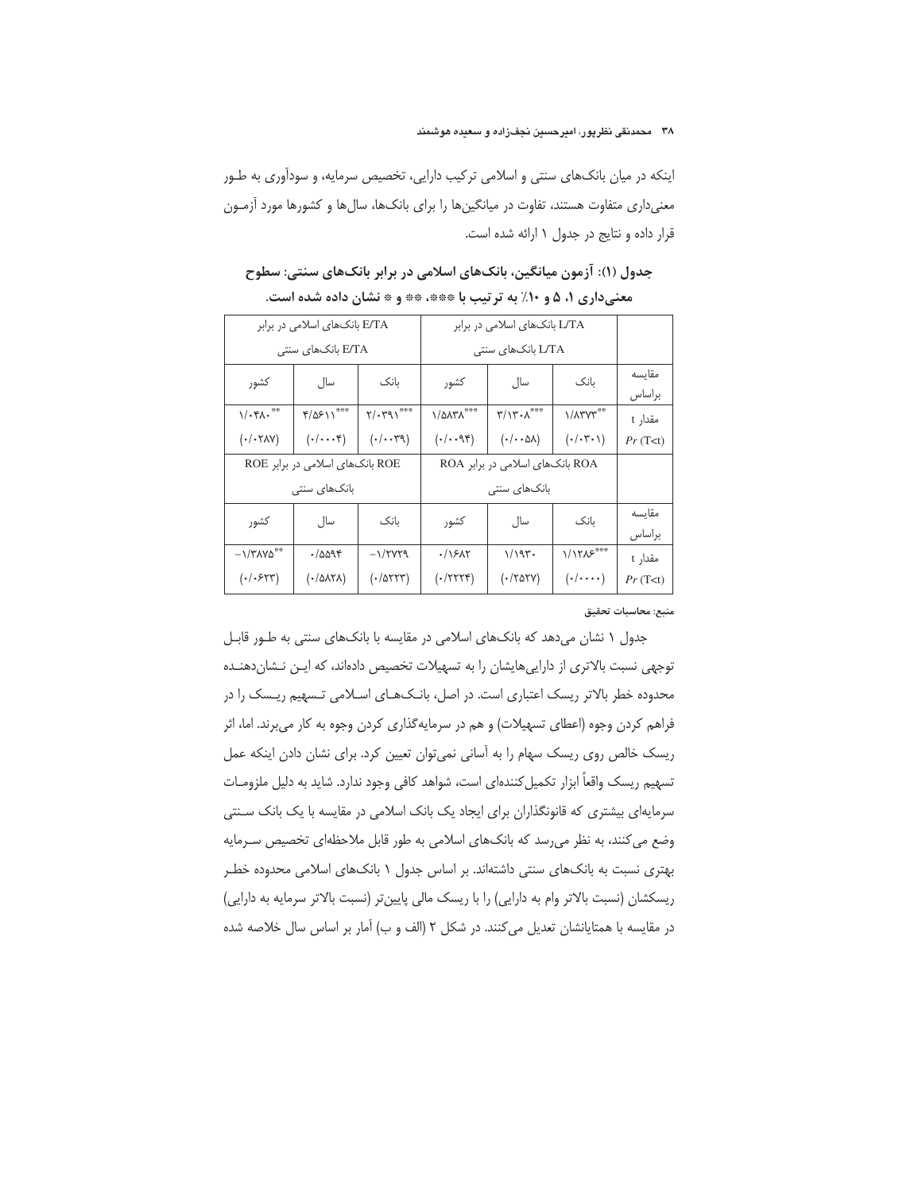اینکه در میان بانک‌های سنتی و اسلامی ترکیب دارایی، تخصیص سرمایه، و سودآوری به طـور معنی‌داری متفاوت هستند، تفاوت در میانگین‌ها را برای بانک‌ها، سال‌ها و کشورها مورد آزمـون قرار داده و نتایج در جدول ۱ ارائه شده است.

**جدول (۱): آزمون میانگین، بانک‌های اسلامی در برابر بانک‌های سنتی: سطوح معنی‌داری ۱، ۵ و ۱۰٪ به ترتیب با \*\*\*، \*\* و \* نشان داده شده است.**

| مقایسه براساس | L/TA بانک‌های اسلامی در برابر L/TA بانک‌های سنتی | | | E/TA بانک‌های اسلامی در برابر E/TA بانک‌های سنتی | | |
|---|---|---|---|---|---|---|
| | بانک | سال | کشور | بانک | سال | کشور |
| مقدار t | ۱/۸۳۷۳** | ۳/۱۳۰۸*** | ۱/۵۸۳۸*** | ۲/۰۳۹۱*** | ۴/۵۶۱۱*** | ۱/۰۴۸۰** |
| $Pr$ (T<t) | (۰/۰۳۰۱) | (۰/۰۰۵۸) | (۰/۰۰۹۴) | (۰/۰۰۳۹) | (۰/۰۰۰۴) | (۰/۰۲۸۷) |
| مقایسه براساس | ROA بانک‌های اسلامی در برابر ROA بانک‌های سنتی | | | ROE بانک‌های اسلامی در برابر ROE بانک‌های سنتی | | |
| | بانک | سال | کشور | بانک | سال | کشور |
| مقدار t | ۱/۱۲۸۶*** | ۱/۱۹۳۰ | ۰/۱۶۸۲ | −۱/۲۷۲۹ | ۰/۵۵۹۴ | −۱/۳۸۷۵** |
| $Pr$ (T<t) | (۰/۰۰۰۰) | (۰/۲۵۲۷) | (۰/۲۲۲۴) | (۰/۵۲۲۳) | (۰/۵۸۲۸) | (۰/۰۶۲۳) |

منبع: محاسبات تحقیق

جدول ۱ نشان می‌دهد که بانک‌های اسلامی در مقایسه با بانک‌های سنتی به طـور قابـل توجهی نسبت بالاتری از دارایی‌هایشان را به تسهیلات تخصیص داده‌اند، که ایـن نـشان‌دهنـده محدوده خطر بالاتر ریسک اعتباری است. در اصل، بانـک‌هـای اسـلامی تـسهیم ریـسک را در فراهم کردن وجوه (اعطای تسهیلات) و هم در سرمایه‌گذاری کردن وجوه به کار می‌برند. اما، اثر ریسک خالص روی ریسک سهام را به آسانی نمی‌توان تعیین کرد. برای نشان دادن اینکه عمل تسهیم ریسک واقعاً ابزار تکمیل‌کننده‌ای است، شواهد کافی وجود ندارد. شاید به دلیل ملزومـات سرمایه‌ای بیشتری که قانونگذاران برای ایجاد یک بانک اسلامی در مقایسه با یک بانک سـنتی وضع می‌کنند، به نظر می‌رسد که بانک‌های اسلامی به طور قابل ملاحظه‌ای تخصیص سـرمایه بهتری نسبت به بانک‌های سنتی داشته‌اند. بر اساس جدول ۱ بانک‌های اسلامی محدوده خطـر ریسکشان (نسبت بالاتر وام به دارایی) را با ریسک مالی پایین‌تر (نسبت بالاتر سرمایه به دارایی) در مقایسه با همتایانشان تعدیل می‌کنند. در شکل ۲ (الف و ب) آمار بر اساس سال خلاصه شده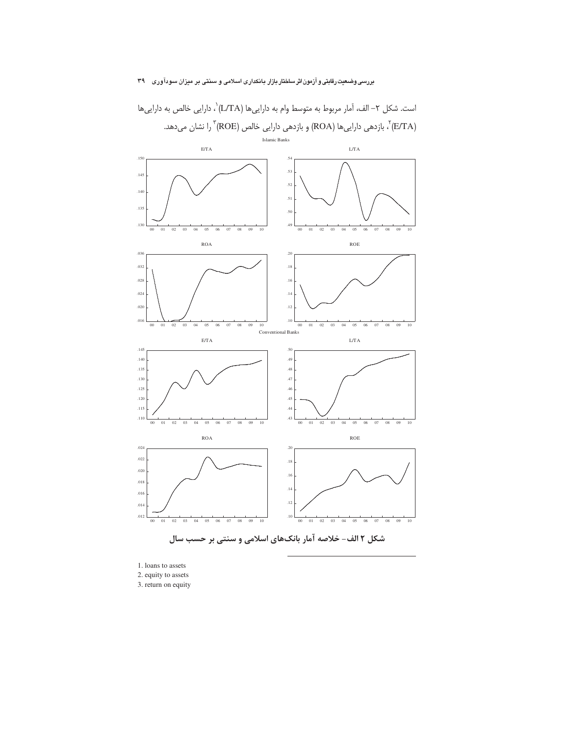است. شکل ۲- الف، آمار مربوط به متوسط وام به دارایی‌ها (L/TA)[1]، دارایی خالص به دارایی‌ها (E/TA)[2]، بازدهی دارایی‌ها (ROA) و بازدهی دارایی خالص (ROE)[3] را نشان می‌دهد.

**شکل ۲ الف- خلاصه آمار بانک‌های اسلامی و سنتی بر حسب سال**

1. loans to assets
2. equity to assets
3. return on equity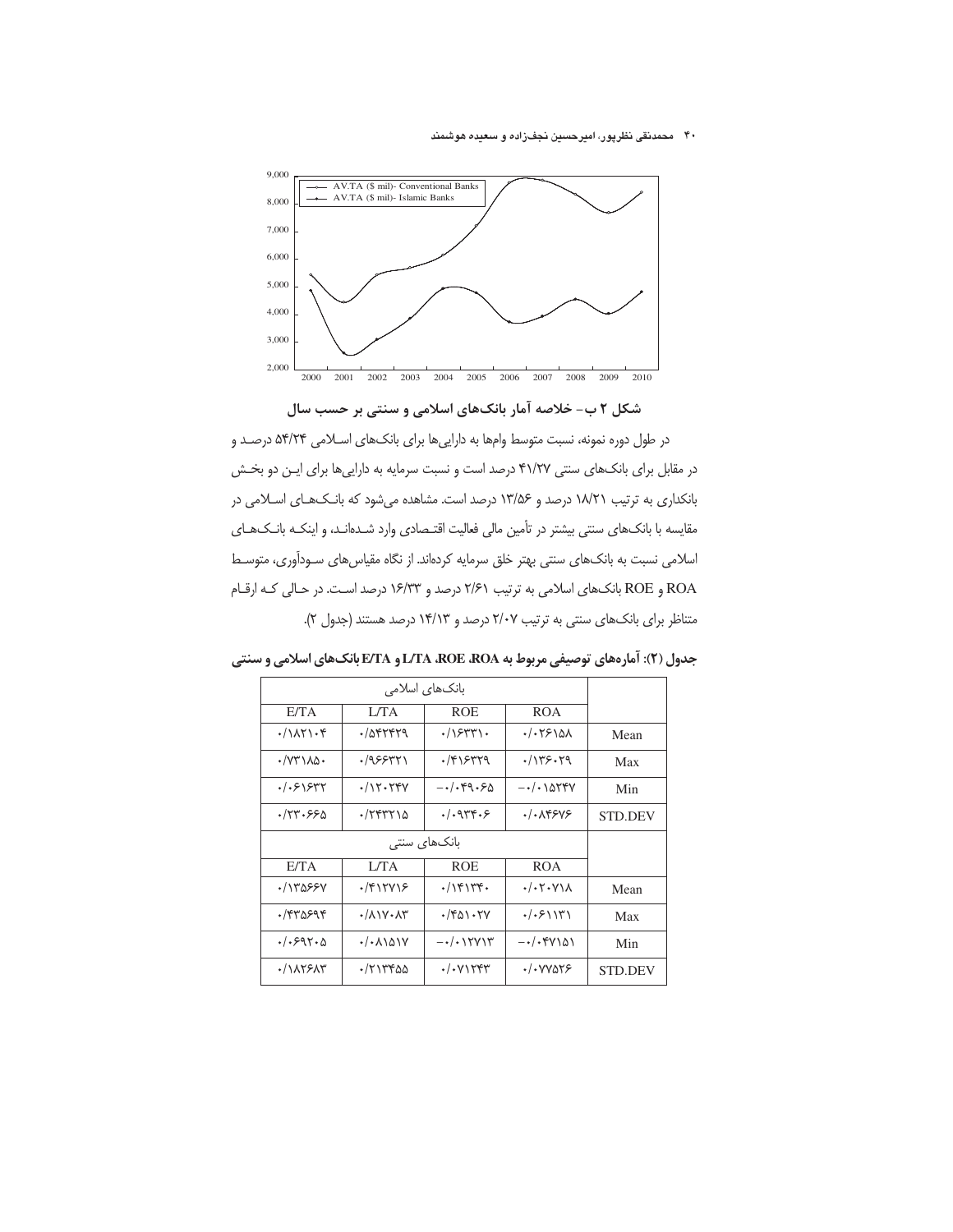شکل ۲ ب- خلاصه آمار بانک‌های اسلامی و سنتی بر حسب سال

در طول دوره نمونه، نسبت متوسط وامها به دارایی‌ها برای بانک‌های اسلامی ۵۴/۲۴ درصد و در مقابل برای بانک‌های سنتی ۴۱/۲۷ درصد است و نسبت سرمایه به دارایی‌ها برای این دو بخش بانکداری به ترتیب ۱۸/۲۱ درصد و ۱۳/۵۶ درصد است. مشاهده می‌شود که بانک‌های اسلامی در مقایسه با بانک‌های سنتی بیشتر در تأمین مالی فعالیت اقتصادی وارد شده‌اند، و اینکه بانک‌های اسلامی نسبت به بانک‌های سنتی بهتر خلق سرمایه کرده‌اند. از نگاه مقیاس‌های سودآوری، متوسط ROA و ROE بانک‌های اسلامی به ترتیب ۲/۶۱ درصد و ۱۶/۳۳ درصد است. در حالی که ارقام متناظر برای بانک‌های سنتی به ترتیب ۲/۰۷ درصد و ۱۴/۱۳ درصد هستند (جدول ۲).

**جدول (۲): آماره‌های توصیفی مربوط به ROA، ROE، L/TA و E/TA بانک‌های اسلامی و سنتی**

| E/TA | L/TA | ROE | ROA | |
|---|---|---|---|---|
| بانک‌های اسلامی | | | | |
| ۰/۱۸۲۱۰۴ | ۰/۵۴۲۴۲۹ | ۰/۱۶۳۳۱۰ | ۰/۰۲۶۱۵۸ | Mean |
| ۰/۷۳۱۸۵۰ | ۰/۹۶۶۳۲۱ | ۰/۴۱۶۳۲۹ | ۰/۱۳۶۰۲۹ | Max |
| ۰/۰۶۱۶۳۲ | ۰/۱۲۰۲۴۷ | −۰/۰۴۹۰۶۵ | −۰/۰۱۵۲۴۷ | Min |
| ۰/۲۳۰۶۶۵ | ۰/۲۴۳۲۱۵ | ۰/۰۹۳۴۰۶ | ۰/۰۸۴۶۷۶ | STD.DEV |
| بانک‌های سنتی | | | | |
| E/TA | L/TA | ROE | ROA | |
| ۰/۱۳۵۶۶۷ | ۰/۴۱۲۷۱۶ | ۰/۱۴۱۳۴۰ | ۰/۰۲۰۷۱۸ | Mean |
| ۰/۴۳۵۶۹۴ | ۰/۸۱۷۰۸۳ | ۰/۴۵۱۰۲۷ | ۰/۰۶۱۱۳۱ | Max |
| ۰/۰۶۹۲۰۵ | ۰/۰۸۱۵۱۷ | −۰/۰۱۲۷۱۳ | −۰/۰۴۷۱۵۱ | Min |
| ۰/۱۸۲۶۸۳ | ۰/۲۱۳۴۵۵ | ۰/۰۷۱۲۴۳ | ۰/۰۷۷۵۲۶ | STD.DEV |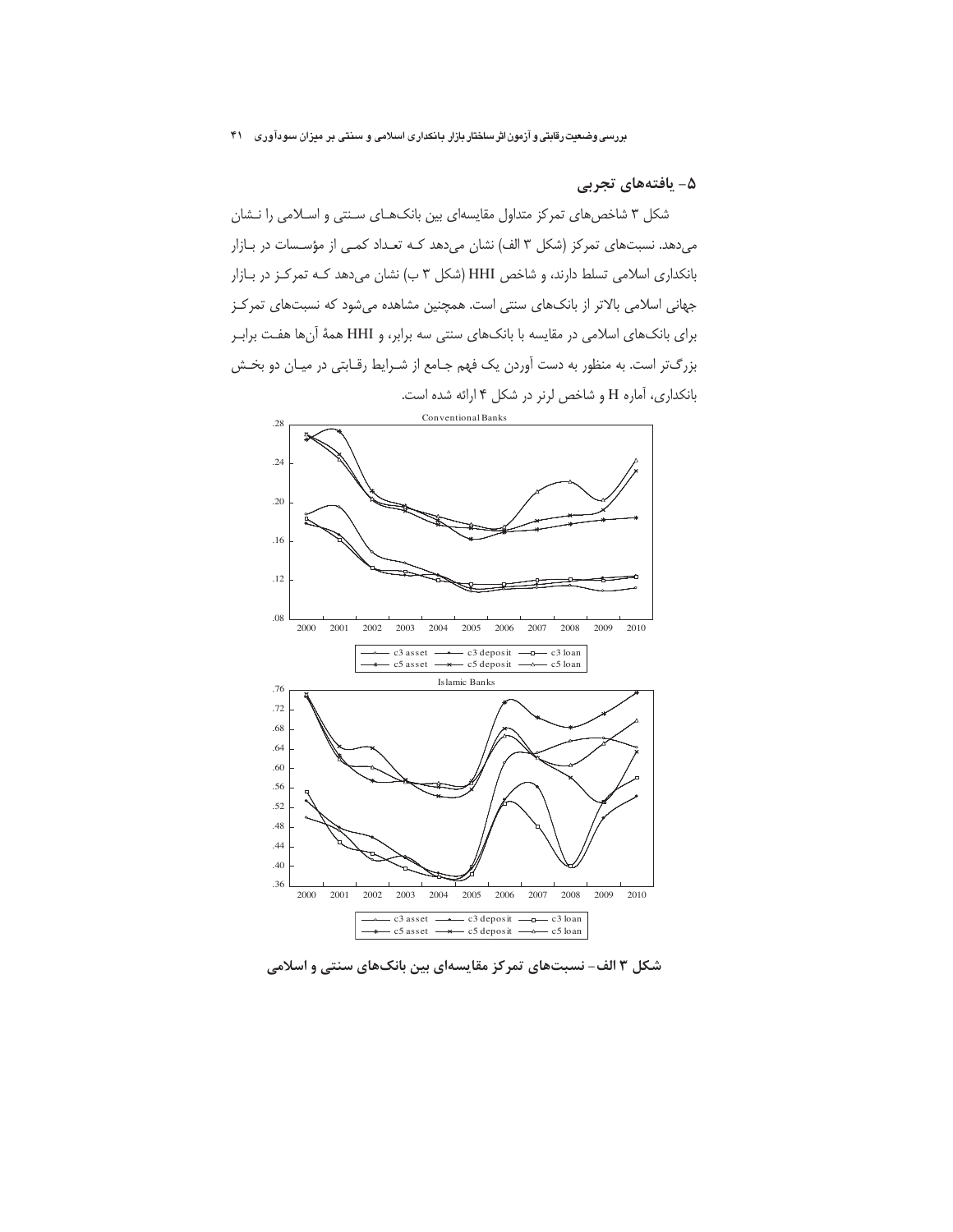## ۵- یافته‌های تجربی

شکل ۳ شاخص‌های تمرکز متداول مقایسه‌ای بین بانک‌های سنتی و اسلامی را نشان می‌دهد. نسبت‌های تمرکز (شکل ۳ الف) نشان می‌دهد که تعداد کمی از مؤسسات در بازار بانکداری اسلامی تسلط دارند، و شاخص HHI (شکل ۳ ب) نشان می‌دهد که تمرکز در بازار جهانی اسلامی بالاتر از بانک‌های سنتی است. همچنین مشاهده می‌شود که نسبت‌های تمرکز برای بانک‌های اسلامی در مقایسه با بانک‌های سنتی سه برابر، و HHI همهٔ آن‌ها هفت برابر بزرگ‌تر است. به منظور به دست آوردن یک فهم جامع از شرایط رقابتی در میان دو بخش بانکداری، آماره H و شاخص لرنر در شکل ۴ ارائه شده است.

شکل ۳ الف- نسبت‌های تمرکز مقایسه‌ای بین بانک‌های سنتی و اسلامی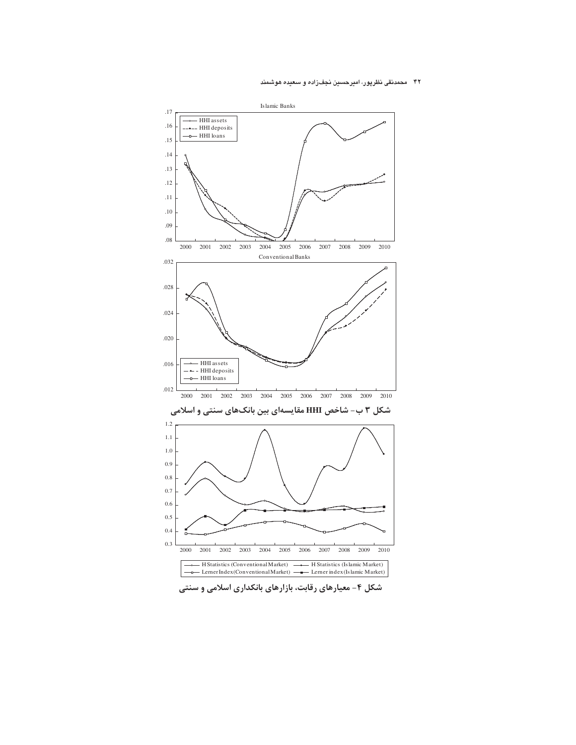شکل ۳ ب- شاخص HHI مقایسه‌ای بین بانک‌های سنتی و اسلامی

شکل ۴- معیارهای رقابت، بازارهای بانکداری اسلامی و سنتی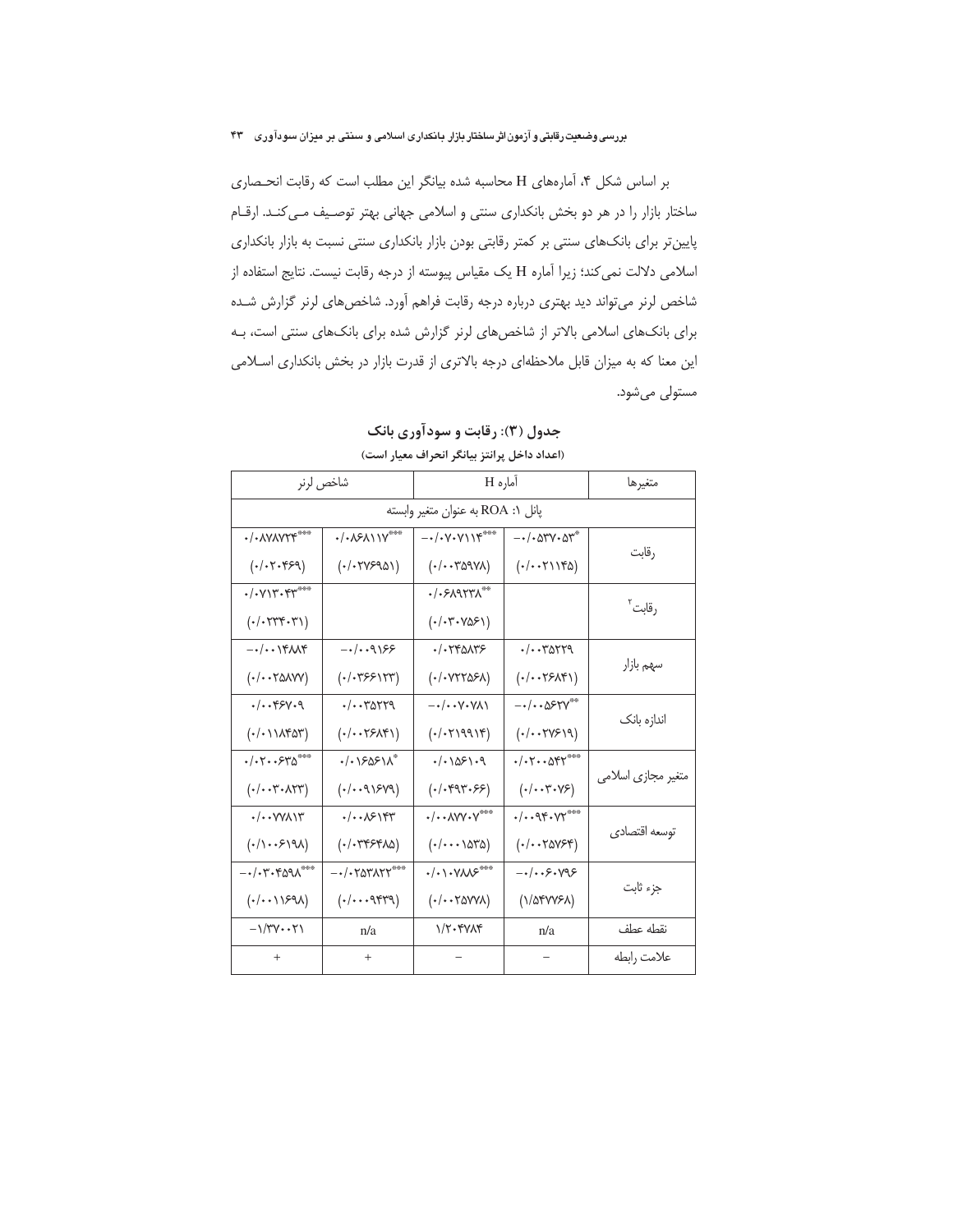بر اساس شکل ۴، آماره‌های H محاسبه شده بیانگر این مطلب است که رقابت انحصاری ساختار بازار را در هر دو بخش بانکداری سنتی و اسلامی جهانی بهتر توصیف می‌کند. ارقام پایین‌تر برای بانک‌های سنتی بر کمتر رقابتی بودن بازار بانکداری سنتی نسبت به بازار بانکداری اسلامی دلالت نمی‌کند؛ زیرا آماره H یک مقیاس پیوسته از درجه رقابت نیست. نتایج استفاده از شاخص لرنر می‌تواند دید بهتری درباره درجه رقابت فراهم آورد. شاخص‌های لرنر گزارش شده برای بانک‌های اسلامی بالاتر از شاخص‌های لرنر گزارش شده برای بانک‌های سنتی است، به این معنا که به میزان قابل ملاحظه‌ای درجه بالاتری از قدرت بازار در بخش بانکداری اسلامی مستولی می‌شود.

**جدول (۳): رقابت و سودآوری بانک**

**(اعداد داخل پرانتز بیانگر انحراف معیار است)**

| متغیرها | آماره H | | شاخص لرنر | |
|---|---|---|---|---|
| پانل ۱: ROA به عنوان متغیر وابسته | | | | |
| رقابت | $-0/053703^{*}$ (0/0021145) | $-0/070711^{***}$ (0/0035978) | $0/086117^{***}$ (0/0276951) | $0/0878724^{***}$ (0/020469) |
| رقابت[۲] | | $0/068923^{**}$ (0/030756) | | $0/071304^{***}$ (0/023403) |
| سهم بازار | 0/0035229 (0/0026841) | 0/024583 (0/072256) | $-0/009166$ (0/036612) | $-0/0014884$ (0/0025877) |
| اندازه بانک | $-0/00562^{**}$ (0/0027619) | $-0/00701$ (0/0219914) | 0/0035229 (0/0026841) | 0/004670 (0/011853) |
| متغیر مجازی اسلامی | $0/02005^{***}$ (0/00306) | 0/015609 (0/049366) | $0/016561^{*}$ (0/0091679) | $0/020635^{***}$ (0/0030823) |
| توسعه اقتصادی | $0/009407^{***}$ (0/0025764) | $0/008707^{***}$ (0/0001535) | 0/008614 (0/034648) | 0/0077813 (0/100619) |
| جزء ثابت | $-0/006796$ (1/547768) | $0/010786^{***}$ (0/0025778) | $-0/0253822^{***}$ (0/0009439) | $-0/0304598^{***}$ (0/0011698) |
| نقطه عطف | n/a | 1/20484 | n/a | $-1/37002$ |
| علامت رابطه | – | – | + | + |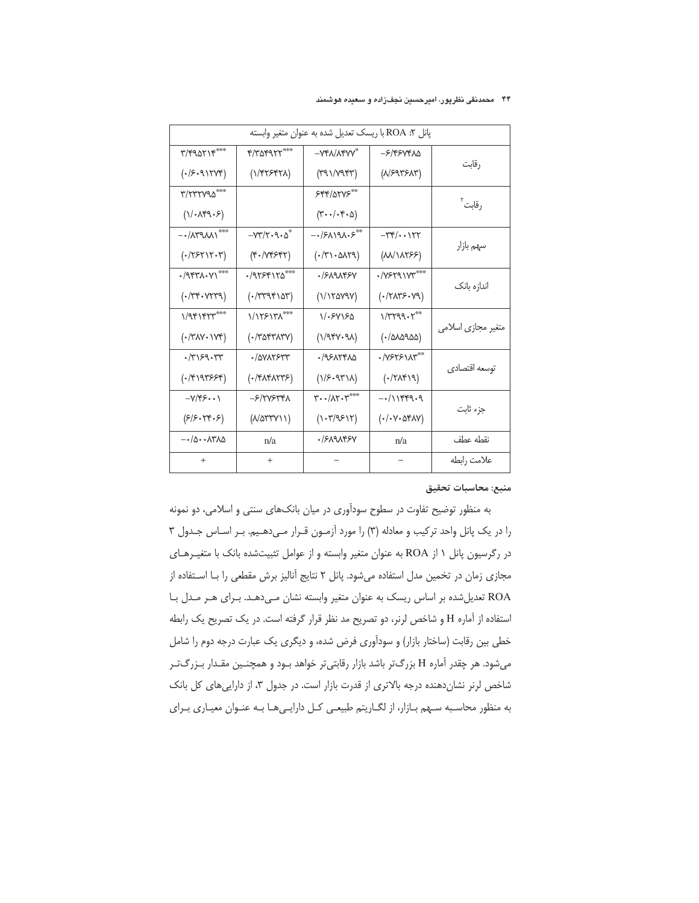| پانل ۲: ROA با ریسک تعدیل شده به عنوان متغیر وابسته | | | | |
|---|---|---|---|---|
| رقابت | ۶/۴۶۷۴۸۵- | $^{*}$۷۴۸/۸۴۷۷- | $^{***}$۴/۳۵۴۹۲۲ | $^{***}$۳/۴۹۵۲۱۴ |
| | (۸/۶۹۳۶۸۳) | (۳۹۱/۷۹۴۳) | (۱/۴۲۶۴۲۸) | (۰/۶۰۹۱۲۷۴) |
| رقابت[۲] | | $^{**}$۶۴۴/۵۲۷۶ | | $^{***}$۳/۲۳۲۷۹۵ |
| | | (۳۰۰/۰۴۰۵) | | (۱/۰۸۴۹۰۶) |
| سهم بازار | ۳۴/۰۰۱۲۲- | $^{**}$۰/۶۸۱۹۸۰۶- | $^{*}$۷۳/۲۰۹۰۵- | $^{***}$۰/۸۳۹۸۸۱- |
| | (۸۸/۱۸۲۶۶) | (۰/۳۱۰۵۸۲۹) | (۴۰/۷۴۶۴۲) | (۰/۲۶۲۱۲۰۳) |
| اندازه بانک | $^{***}$۰/۷۶۲۹۱۷۳ | ۰/۶۸۹۸۴۶۷ | $^{***}$۰/۹۲۶۴۱۲۵ | $^{***}$۰/۹۴۳۸۰۷۱ |
| | (۰/۲۸۳۶۰۷۹) | (۱/۱۲۵۷۹۷) | (۰/۳۳۹۴۱۵۳) | (۰/۳۴۰۷۳۳۹) |
| متغیر مجازی اسلامی | $^{**}$۱/۳۲۹۹۰۲ | ۱/۰۶۷۱۶۵ | $^{***}$۱/۱۲۶۱۳۸ | $^{***}$۱/۹۴۱۴۲۳ |
| | (۰/۵۸۵۹۵۵) | (۱/۹۴۷۰۹۸) | (۰/۳۵۴۳۸۳۷) | (۰/۳۸۷۰۱۷۴) |
| توسعه اقتصادی | $^{**}$۰/۷۶۲۶۱۸۳ | ۰/۹۶۸۲۴۸۵ | ۰/۵۷۸۲۶۳۳ | ۰/۳۱۶۹۰۳۳ |
| | (۰/۲۸۴۱۹) | (۱/۶۰۹۳۱۸) | (۰/۴۸۴۸۲۳۶) | (۰/۴۱۹۳۶۶۴) |
| جزء ثابت | ۰/۱۱۴۴۹۰۹- | $^{***}$۳۰۰/۸۲۰۳ | ۶/۲۷۶۳۴۸- | ۷/۴۶۰۰۱- |
| | (۰/۰۷۰۵۴۸۷) | (۱۰۳/۹۶۱۲) | (۸/۵۳۳۷۱۱) | (۶/۶۰۲۴۰۶) |
| نقطه عطف | n/a | ۰/۶۸۹۸۴۶۷ | n/a | ۰/۵۰۰۸۳۸۵- |
| علامت رابطه | – | – | + | + |

**منبع: محاسبات تحقیق**

به منظور توضیح تفاوت در سطوح سودآوری در میان بانک‌های سنتی و اسلامی، دو نمونه را در یک پانل واحد ترکیب و معادله (۳) را مورد آزمـون قـرار مـی‌دهـیم. بـر اسـاس جـدول ۳ در رگرسیون پانل ۱ از ROA به عنوان متغیر وابسته و از عوامل تثبیت‌شده بانک با متغیـرهـای مجازی زمان در تخمین مدل استفاده می‌شود. پانل ۲ نتایج آنالیز برش مقطعی را بـا اسـتفاده از ROA تعدیل‌شده بر اساس ریسک به عنوان متغیر وابسته نشان مـی‌دهـد. بـرای هـر مـدل بـا استفاده از آماره H و شاخص لرنر، دو تصریح مد نظر قرار گرفته است. در یک تصریح یک رابطه خطی بین رقابت (ساختار بازار) و سودآوری فرض شده، و دیگری یک عبارت درجه دوم را شامل می‌شود. هر چقدر آماره H بزرگ‌تر باشد بازار رقابتی‌تر خواهد بـود و همچنـین مقـدار بـزرگ‌تـر شاخص لرنر نشان‌دهنده درجه بالاتری از قدرت بازار است. در جدول ۳، از دارایی‌های کل بانک به منظور محاسـبه سـهم بـازار، از لگـاریتم طبیعـی کـل دارایـی‌هـا بـه عنـوان معیـاری بـرای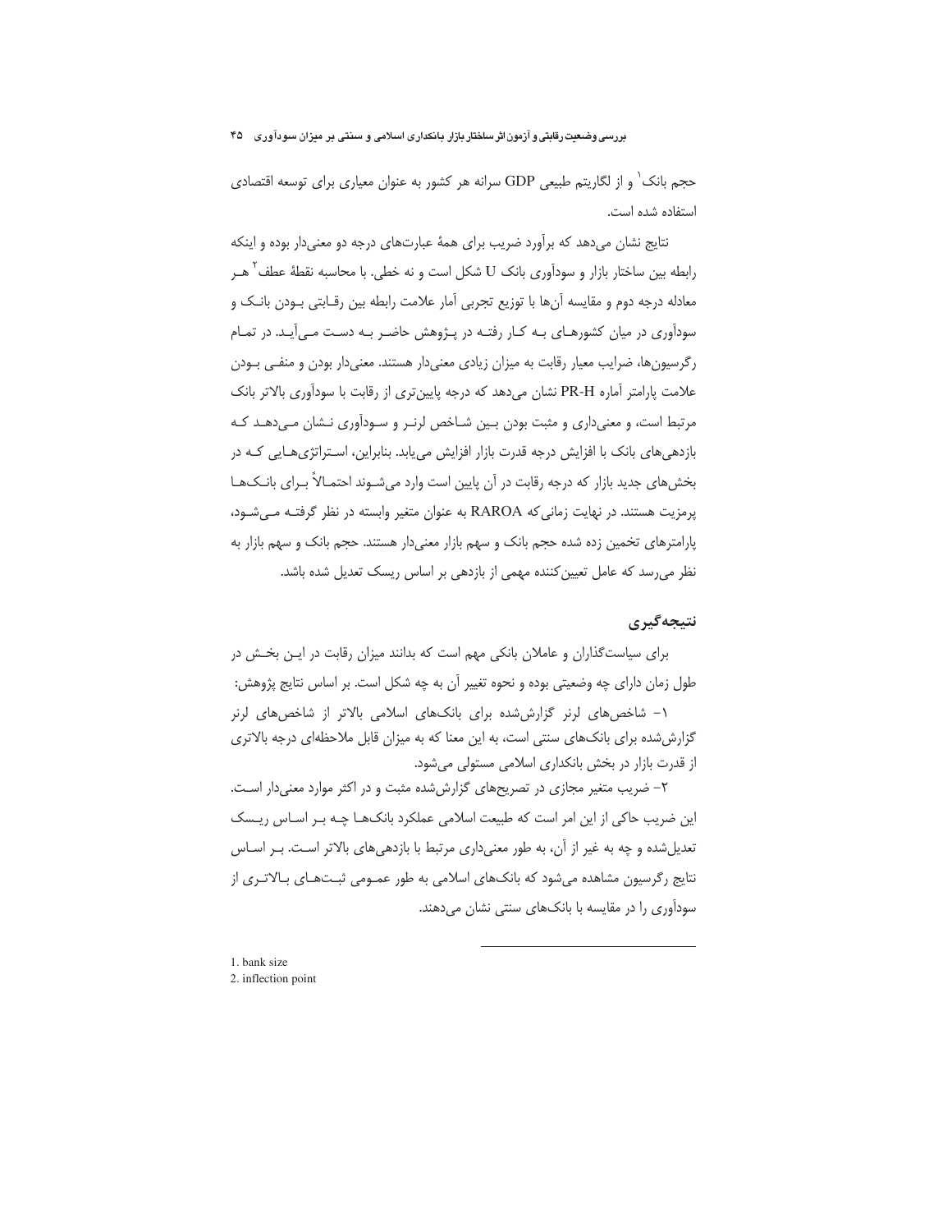حجم بانک[1] و از لگاریتم طبیعی GDP سرانه هر کشور به عنوان معیاری برای توسعه اقتصادی استفاده شده است.

نتایج نشان می‌دهد که برآورد ضریب برای همهٔ عبارت‌های درجه دو معنی‌دار بوده و اینکه رابطه بین ساختار بازار و سودآوری بانک U شکل است و نه خطی. با محاسبه نقطهٔ عطف[2] هر معادله درجه دوم و مقایسه آن‌ها با توزیع تجربی آمار علامت رابطه بین رقابتی بودن بانک و سودآوری در میان کشورهای به کار رفته در پژوهش حاضر به دست می‌آید. در تمام رگرسیون‌ها، ضرایب معیار رقابت به میزان زیادی معنی‌دار هستند. معنی‌دار بودن و منفی بودن علامت پارامتر آماره PR-H نشان می‌دهد که درجه پایین‌تری از رقابت با سودآوری بالاتر بانک مرتبط است، و معنی‌داری و مثبت بودن بین شاخص لرنر و سودآوری نشان می‌دهد که بازدهی‌های بانک با افزایش درجه قدرت بازار افزایش می‌یابد. بنابراین، استراتژی‌هایی که در بخش‌های جدید بازار که درجه رقابت در آن پایین است وارد می‌شوند احتمالاً برای بانک‌ها پرمزیت هستند. در نهایت زمانی‌که RAROA به عنوان متغیر وابسته در نظر گرفته می‌شود، پارامترهای تخمین زده شده حجم بانک و سهم بازار معنی‌دار هستند. حجم بانک و سهم بازار به نظر می‌رسد که عامل تعیین‌کننده مهمی از بازدهی بر اساس ریسک تعدیل شده باشد.

## نتیجه‌گیری

برای سیاست‌گذاران و عاملان بانکی مهم است که بدانند میزان رقابت در این بخش در طول زمان دارای چه وضعیتی بوده و نحوه تغییر آن به چه شکل است. بر اساس نتایج پژوهش:

۱- شاخص‌های لرنر گزارش‌شده برای بانک‌های اسلامی بالاتر از شاخص‌های لرنر گزارش‌شده برای بانک‌های سنتی است، به این معنا که به میزان قابل ملاحظه‌ای درجه بالاتری از قدرت بازار در بخش بانکداری اسلامی مستولی می‌شود.

۲- ضریب متغیر مجازی در تصریح‌های گزارش‌شده مثبت و در اکثر موارد معنی‌دار است. این ضریب حاکی از این امر است که طبیعت اسلامی عملکرد بانک‌ها چه بر اساس ریسک تعدیل‌شده و چه به غیر از آن، به طور معنی‌داری مرتبط با بازدهی‌های بالاتر است. بر اساس نتایج رگرسیون مشاهده می‌شود که بانک‌های اسلامی به طور عمومی ثبت‌های بالاتری از سودآوری را در مقایسه با بانک‌های سنتی نشان می‌دهند.

---

1. bank size
2. inflection point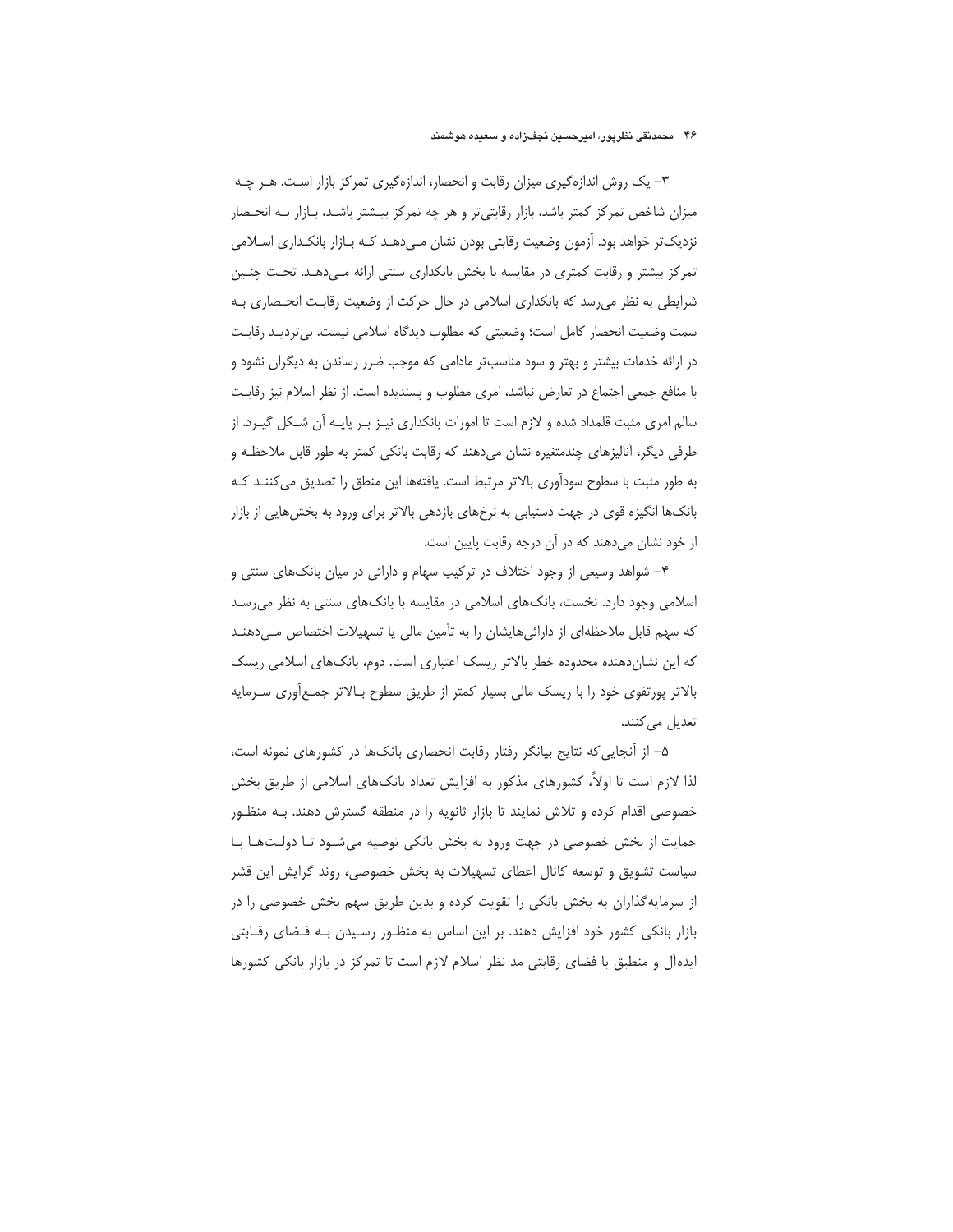۳- یک روش اندازه‌گیری میزان رقابت و انحصار، اندازه‌گیری تمرکز بازار است. هـر چـه میزان شاخص تمرکز کمتر باشد، بازار رقابتی‌تر و هر چه تمرکز بیـشتر باشـد، بـازار بـه انحـصار نزدیک‌تر خواهد بود. آزمون وضعیت رقابتی بودن نشان مـی‌دهـد کـه بـازار بانکـداری اسـلامی تمرکز بیشتر و رقابت کمتری در مقایسه با بخش بانکداری سنتی ارائه مـی‌دهـد. تحـت چنـین شرایطی به نظر می‌رسد که بانکداری اسلامی در حال حرکت از وضعیت رقابـت انحـصاری بـه سمت وضعیت انحصار کامل است؛ وضعیتی که مطلوب دیدگاه اسلامی نیست. بی‌تردیـد رقابـت در ارائه خدمات بیشتر و بهتر و سود مناسب‌تر مادامی که موجب ضرر رساندن به دیگران نشود و با منافع جمعی اجتماع در تعارض نباشد، امری مطلوب و پسندیده است. از نظر اسلام نیز رقابـت سالم امری مثبت قلمداد شده و لازم است تا امورات بانکداری نیـز بـر پایـه آن شـکل گیـرد. از طرفی دیگر، آنالیزهای چندمتغیره نشان می‌دهند که رقابت بانکی کمتر به طور قابل ملاحظـه و به طور مثبت با سطوح سودآوری بالاتر مرتبط است. یافته‌ها این منطق را تصدیق می‌کننـد کـه بانک‌ها انگیزه قوی در جهت دستیابی به نرخ‌های بازدهی بالاتر برای ورود به بخش‌هایی از بازار از خود نشان می‌دهند که در آن درجه رقابت پایین است.

۴- شواهد وسیعی از وجود اختلاف در ترکیب سهام و دارائی در میان بانک‌های سنتی و اسلامی وجود دارد. نخست، بانک‌های اسلامی در مقایسه با بانک‌های سنتی به نظر می‌رسـد که سهم قابل ملاحظه‌ای از دارائی‌هایشان را به تأمین مالی یا تسهیلات اختصاص مـی‌دهنـد که این نشان‌دهنده محدوده خطر بالاتر ریسک اعتباری است. دوم، بانک‌های اسلامی ریسک بالاتر پورتفوی خود را با ریسک مالی بسیار کمتر از طریق سطوح بـالاتر جمـع‌آوری سـرمایه تعدیل می‌کنند.

۵- از آنجایی‌که نتایج بیانگر رفتار رقابت انحصاری بانک‌ها در کشورهای نمونه است، لذا لازم است تا اولاً، کشورهای مذکور به افزایش تعداد بانک‌های اسلامی از طریق بخش خصوصی اقدام کرده و تلاش نمایند تا بازار ثانویه را در منطقه گسترش دهند. بـه منظـور حمایت از بخش خصوصی در جهت ورود به بخش بانکی توصیه می‌شـود تـا دولـت‌هـا بـا سیاست تشویق و توسعه کانال اعطای تسهیلات به بخش خصوصی، روند گرایش این قشر از سرمایه‌گذاران به بخش بانکی را تقویت کرده و بدین طریق سهم بخش خصوصی را در بازار بانکی کشور خود افزایش دهند. بر این اساس به منظـور رسـیدن بـه فـضای رقـابتی ایده‌آل و منطبق با فضای رقابتی مد نظر اسلام لازم است تا تمرکز در بازار بانکی کشورها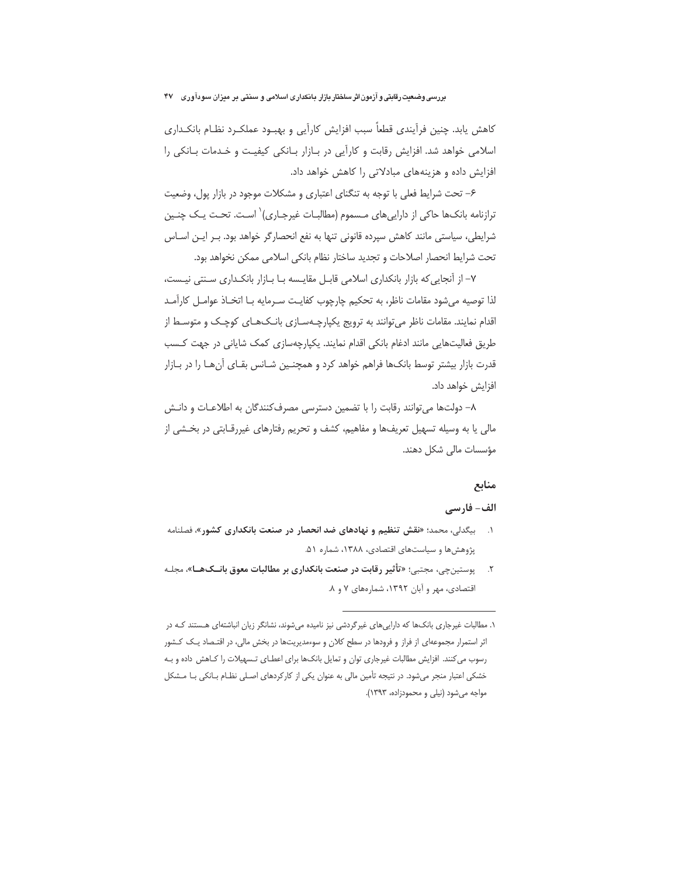کاهش یابد. چنین فرآیندی قطعاً سبب افزایش کارآیی و بهبود عملکرد نظام بانکداری اسلامی خواهد شد. افزایش رقابت و کارآیی در بازار بانکی کیفیت و خدمات بانکی را افزایش داده و هزینه‌های مبادلاتی را کاهش خواهد داد.

۶- تحت شرایط فعلی با توجه به تنگنای اعتباری و مشکلات موجود در بازار پول، وضعیت ترازنامه بانک‌ها حاکی از دارایی‌های مسموم (مطالبات غیرجاری)[۱] است. تحت یک چنین شرایطی، سیاستی مانند کاهش سپرده قانونی تنها به نفع انحصارگر خواهد بود. بر این اساس تحت شرایط انحصار اصلاحات و تجدید ساختار نظام بانکی اسلامی ممکن نخواهد بود.

۷- از آنجایی‌که بازار بانکداری اسلامی قابل مقایسه با بازار بانکداری سنتی نیست، لذا توصیه می‌شود مقامات ناظر، به تحکیم چارچوب کفایت سرمایه با اتخاذ عوامل کارآمد اقدام نمایند. مقامات ناظر می‌توانند به ترویج یکپارچه‌سازی بانک‌های کوچک و متوسط از طریق فعالیت‌هایی مانند ادغام بانکی اقدام نمایند. یکپارچه‌سازی کمک شایانی در جهت کسب قدرت بازار بیشتر توسط بانک‌ها فراهم خواهد کرد و همچنین شانس بقای آن‌ها را در بازار افزایش خواهد داد.

۸- دولت‌ها می‌توانند رقابت را با تضمین دسترسی مصرف‌کنندگان به اطلاعات و دانش مالی یا به وسیله تسهیل تعریف‌ها و مفاهیم، کشف و تحریم رفتارهای غیررقابتی در بخشی از مؤسسات مالی شکل دهند.

## منابع

### الف- فارسی

۱. بیگدلی، محمد؛ «**نقش تنظیم و نهادهای ضد انحصار در صنعت بانکداری کشور**»، فصلنامه پژوهش‌ها و سیاست‌های اقتصادی، ۱۳۸۸، شماره ۵۱.

۲. پوستین‌چی، مجتبی؛ «**تأثیر رقابت در صنعت بانکداری بر مطالبات معوق بانک‌ها**»، مجله اقتصادی، مهر و آبان ۱۳۹۲، شماره‌های ۷ و ۸.

---

[۱] مطالبات غیرجاری بانک‌ها که دارایی‌های غیرگردشی نیز نامیده می‌شوند، نشانگر زیان انباشته‌ای هستند که در اثر استمرار مجموعه‌ای از فراز و فرودها در سطح کلان و سوءمدیریت‌ها در بخش مالی، در اقتصاد یک کشور رسوب می‌کنند. افزایش مطالبات غیرجاری توان و تمایل بانک‌ها برای اعطای تسهیلات را کاهش داده و به خشکی اعتبار منجر می‌شود. در نتیجه تأمین مالی به عنوان یکی از کارکردهای اصلی نظام بانکی با مشکل مواجه می‌شود (نیلی و محمودزاده، ۱۳۹۳).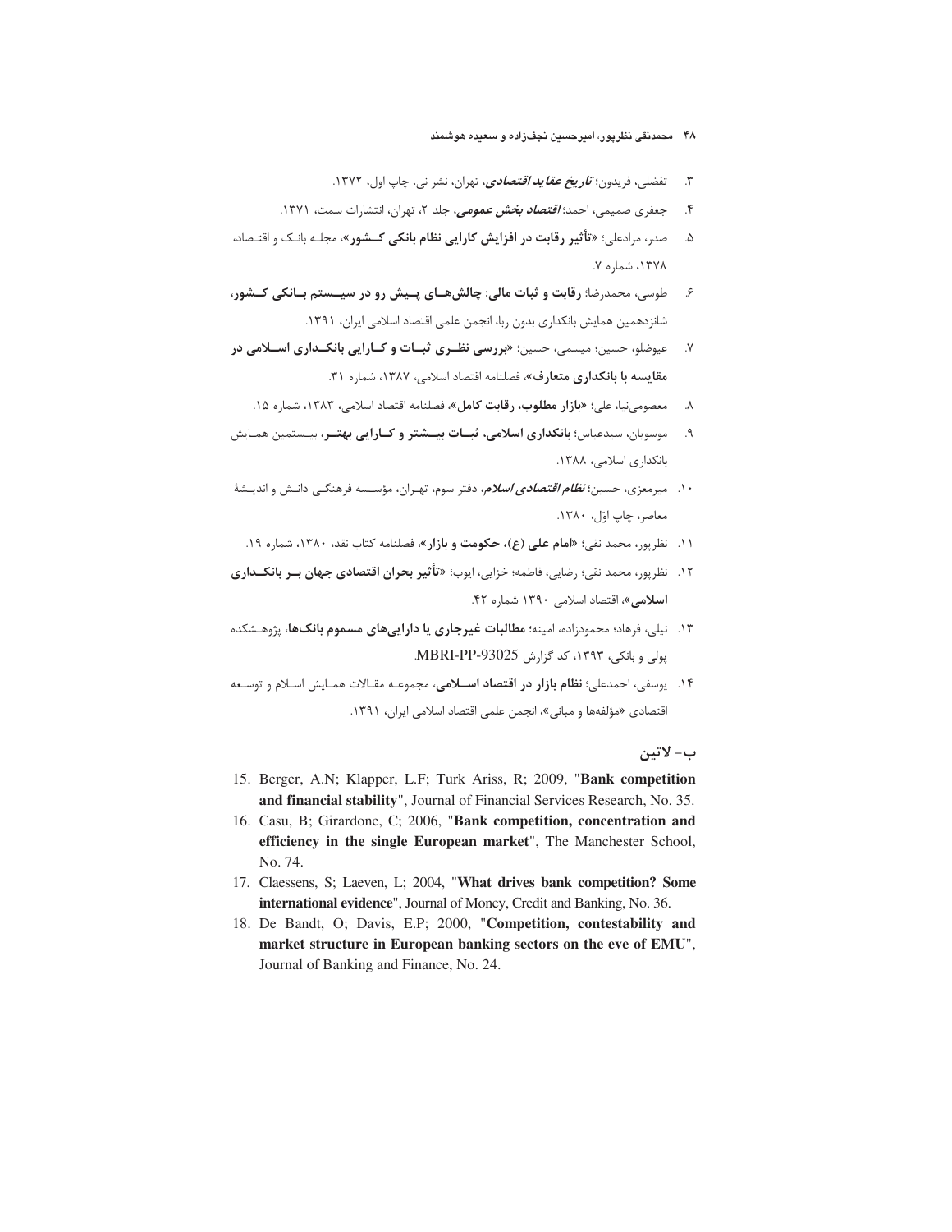۳. تفضلی، فریدون؛ *تاریخ عقاید اقتصادی*، تهران، نشر نی، چاپ اول، ۱۳۷۲.

۴. جعفری صمیمی، احمد؛ *اقتصاد بخش عمومی*، جلد ۲، تهران، انتشارات سمت، ۱۳۷۱.

۵. صدر، مرادعلی؛ «**تأثیر رقابت در افزایش کارایی نظام بانکی کشور**»، مجله بانک و اقتصاد، ۱۳۷۸، شماره ۷.

۶. طوسی، محمدرضا؛ **رقابت و ثبات مالی: چالش‌های پیش رو در سیستم بانکی کشور**، شانزدهمین همایش بانکداری بدون ربا، انجمن علمی اقتصاد اسلامی ایران، ۱۳۹۱.

۷. عیوضلو، حسین؛ میسمی، حسین؛ «**بررسی نظری ثبات و کارایی بانکداری اسلامی در مقایسه با بانکداری متعارف**»، فصلنامه اقتصاد اسلامی، ۱۳۸۷، شماره ۳۱.

۸. معصومی‌نیا، علی؛ «**بازار مطلوب، رقابت کامل**»، فصلنامه اقتصاد اسلامی، ۱۳۸۳، شماره ۱۵.

۹. موسویان، سیدعباس؛ **بانکداری اسلامی، ثبات بیشتر و کارایی بهتر**، بیستمین همایش بانکداری اسلامی، ۱۳۸۸.

۱۰. میرمعزی، حسین؛ *نظام اقتصادی اسلام*، دفتر سوم، تهران، مؤسسه فرهنگی دانش و اندیشهٔ معاصر، چاپ اوّل، ۱۳۸۰.

۱۱. نظرپور، محمد نقی؛ «**امام علی (ع)، حکومت و بازار**»، فصلنامه کتاب نقد، ۱۳۸۰، شماره ۱۹.

۱۲. نظرپور، محمد نقی؛ رضایی، فاطمه؛ خزایی، ایوب؛ «**تأثیر بحران اقتصادی جهان بر بانکداری اسلامی**»، اقتصاد اسلامی ۱۳۹۰ شماره ۴۲.

۱۳. نیلی، فرهاد؛ محمودزاده، امینه؛ **مطالبات غیرجاری یا دارایی‌های مسموم بانک‌ها**، پژوهشکده پولی و بانکی، ۱۳۹۳، کد گزارش MBRI-PP-93025.

۱۴. یوسفی، احمدعلی؛ **نظام بازار در اقتصاد اسلامی**، مجموعه مقالات همایش اسلام و توسعه اقتصادی «مؤلفه‌ها و مبانی»، انجمن علمی اقتصاد اسلامی ایران، ۱۳۹۱.

## ب- لاتین

15. Berger, A.N; Klapper, L.F; Turk Ariss, R; 2009, "**Bank competition and financial stability**", Journal of Financial Services Research, No. 35.
16. Casu, B; Girardone, C; 2006, "**Bank competition, concentration and efficiency in the single European market**", The Manchester School, No. 74.
17. Claessens, S; Laeven, L; 2004, "**What drives bank competition? Some international evidence**", Journal of Money, Credit and Banking, No. 36.
18. De Bandt, O; Davis, E.P; 2000, "**Competition, contestability and market structure in European banking sectors on the eve of EMU**", Journal of Banking and Finance, No. 24.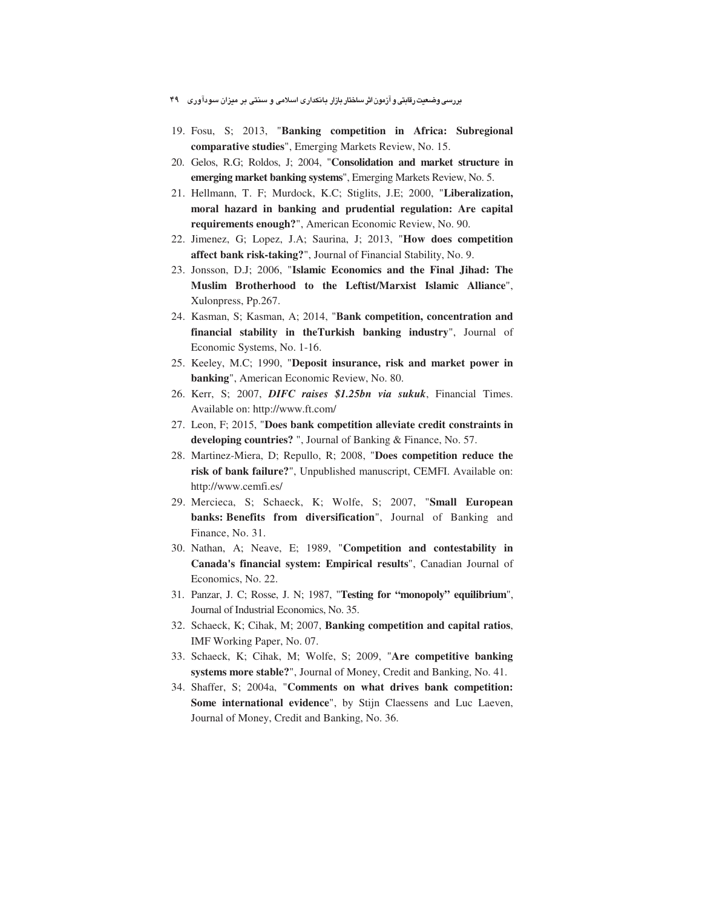19. Fosu, S; 2013, "**Banking competition in Africa: Subregional comparative studies**", Emerging Markets Review, No. 15.
20. Gelos, R.G; Roldos, J; 2004, "**Consolidation and market structure in emerging market banking systems**", Emerging Markets Review, No. 5.
21. Hellmann, T. F; Murdock, K.C; Stiglits, J.E; 2000, "**Liberalization, moral hazard in banking and prudential regulation: Are capital requirements enough?**", American Economic Review, No. 90.
22. Jimenez, G; Lopez, J.A; Saurina, J; 2013, "**How does competition affect bank risk-taking?**", Journal of Financial Stability, No. 9.
23. Jonsson, D.J; 2006, "**Islamic Economics and the Final Jihad: The Muslim Brotherhood to the Leftist/Marxist Islamic Alliance**", Xulonpress, Pp.267.
24. Kasman, S; Kasman, A; 2014, "**Bank competition, concentration and financial stability in theTurkish banking industry**", Journal of Economic Systems, No. 1-16.
25. Keeley, M.C; 1990, "**Deposit insurance, risk and market power in banking**", American Economic Review, No. 80.
26. Kerr, S; 2007, ***DIFC raises $1.25bn via sukuk***, Financial Times. Available on: http://www.ft.com/
27. Leon, F; 2015, "**Does bank competition alleviate credit constraints in developing countries?** ", Journal of Banking & Finance, No. 57.
28. Martinez-Miera, D; Repullo, R; 2008, "**Does competition reduce the risk of bank failure?**", Unpublished manuscript, CEMFI. Available on: http://www.cemfi.es/
29. Mercieca, S; Schaeck, K; Wolfe, S; 2007, "**Small European banks: Benefits from diversification**", Journal of Banking and Finance, No. 31.
30. Nathan, A; Neave, E; 1989, "**Competition and contestability in Canada's financial system: Empirical results**", Canadian Journal of Economics, No. 22.
31. Panzar, J. C; Rosse, J. N; 1987, "**Testing for "monopoly" equilibrium**", Journal of Industrial Economics, No. 35.
32. Schaeck, K; Cihak, M; 2007, **Banking competition and capital ratios**, IMF Working Paper, No. 07.
33. Schaeck, K; Cihak, M; Wolfe, S; 2009, "**Are competitive banking systems more stable?**", Journal of Money, Credit and Banking, No. 41.
34. Shaffer, S; 2004a, "**Comments on what drives bank competition: Some international evidence**", by Stijn Claessens and Luc Laeven, Journal of Money, Credit and Banking, No. 36.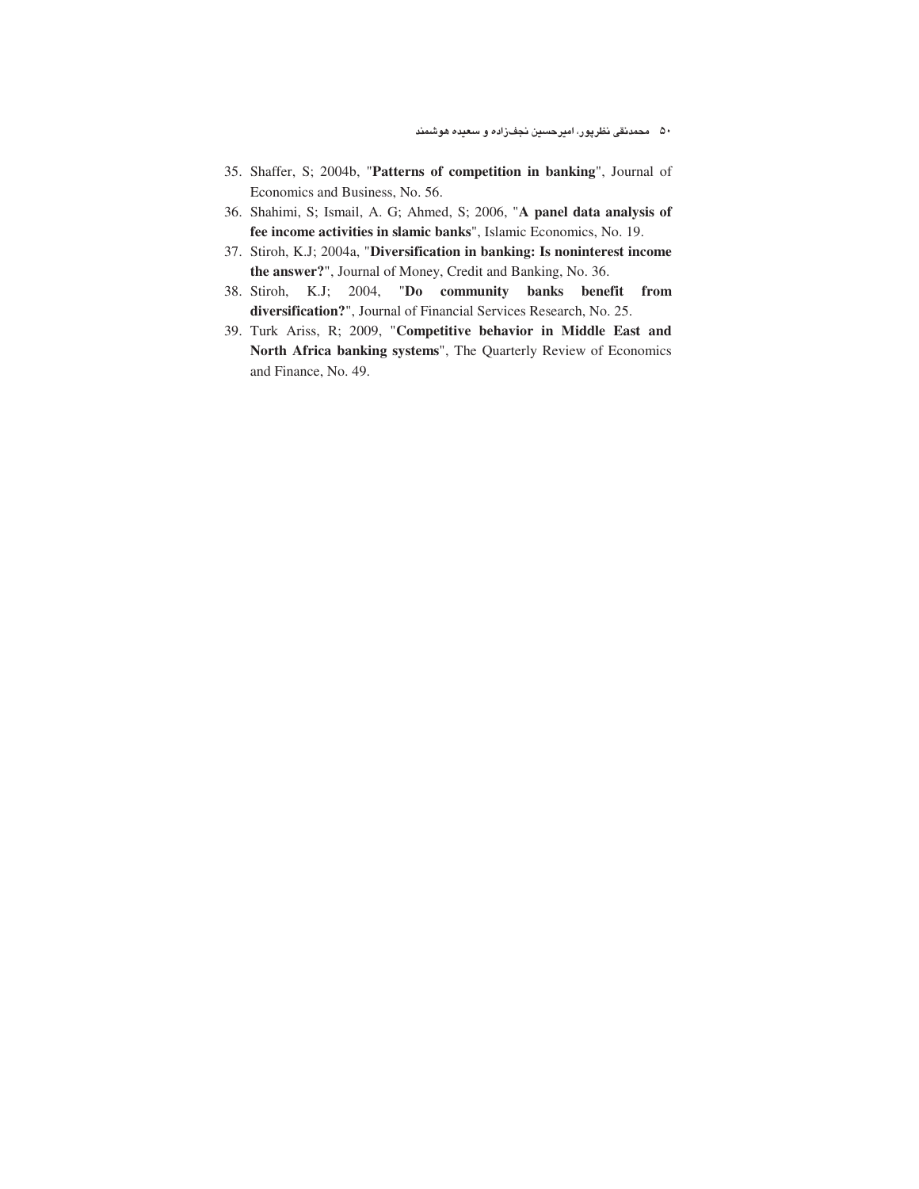35. Shaffer, S; 2004b, "**Patterns of competition in banking**", Journal of Economics and Business, No. 56.
36. Shahimi, S; Ismail, A. G; Ahmed, S; 2006, "**A panel data analysis of fee income activities in slamic banks**", Islamic Economics, No. 19.
37. Stiroh, K.J; 2004a, "**Diversification in banking: Is noninterest income the answer?**", Journal of Money, Credit and Banking, No. 36.
38. Stiroh, K.J; 2004, "**Do community banks benefit from diversification?**", Journal of Financial Services Research, No. 25.
39. Turk Ariss, R; 2009, "**Competitive behavior in Middle East and North Africa banking systems**", The Quarterly Review of Economics and Finance, No. 49.